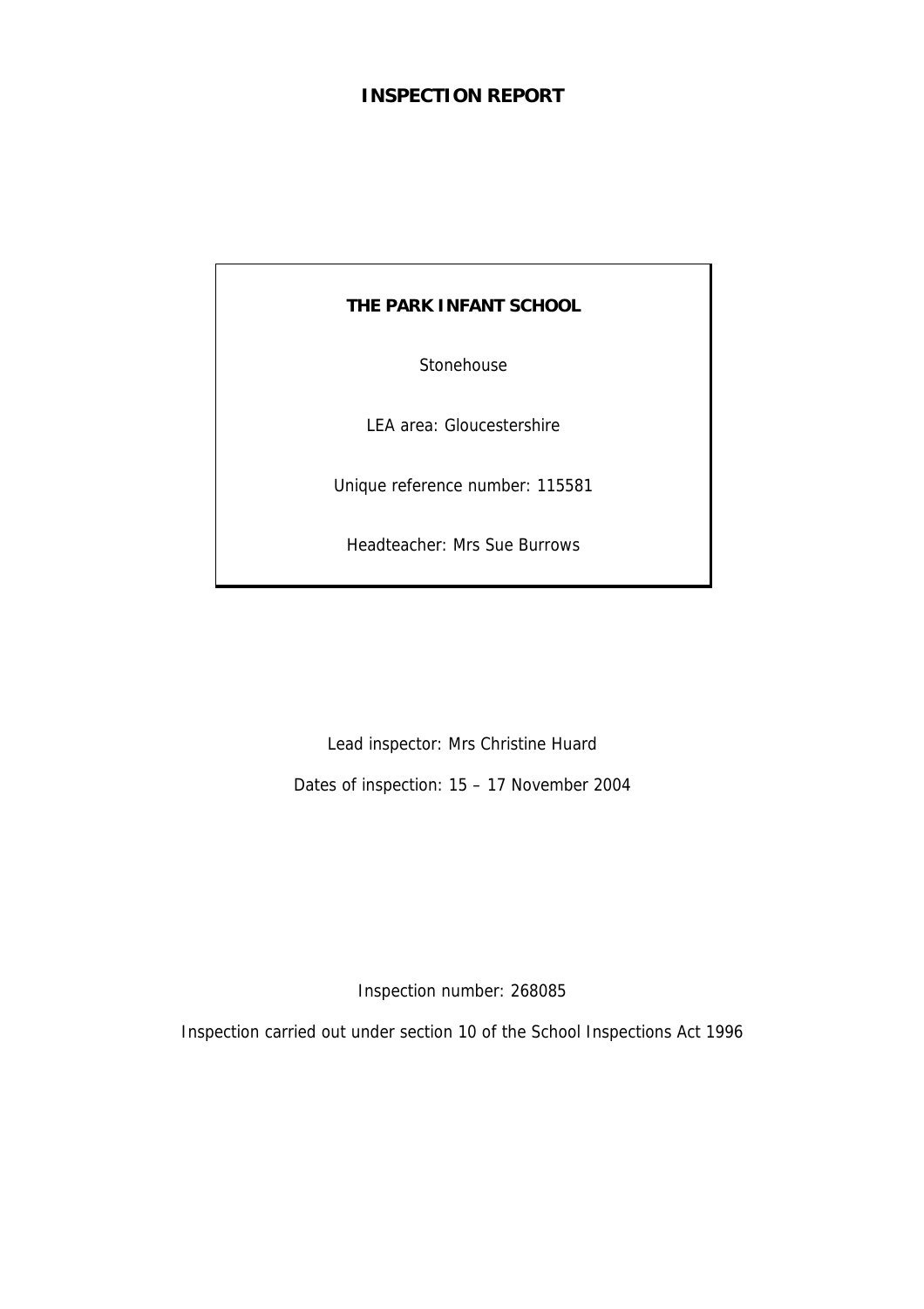# INSPECTION REPORT

**THE PARK INFANT SCHOOL**

Stonehouse

LEA area: Gloucestershire

Unique reference number: 115581

Headteacher: Mrs Sue Burrows

Lead inspector: Mrs Christine Huard

Dates of inspection: 15 – 17 November 2004

Inspection number: 268085

Inspection carried out under section 10 of the School Inspections Act 1996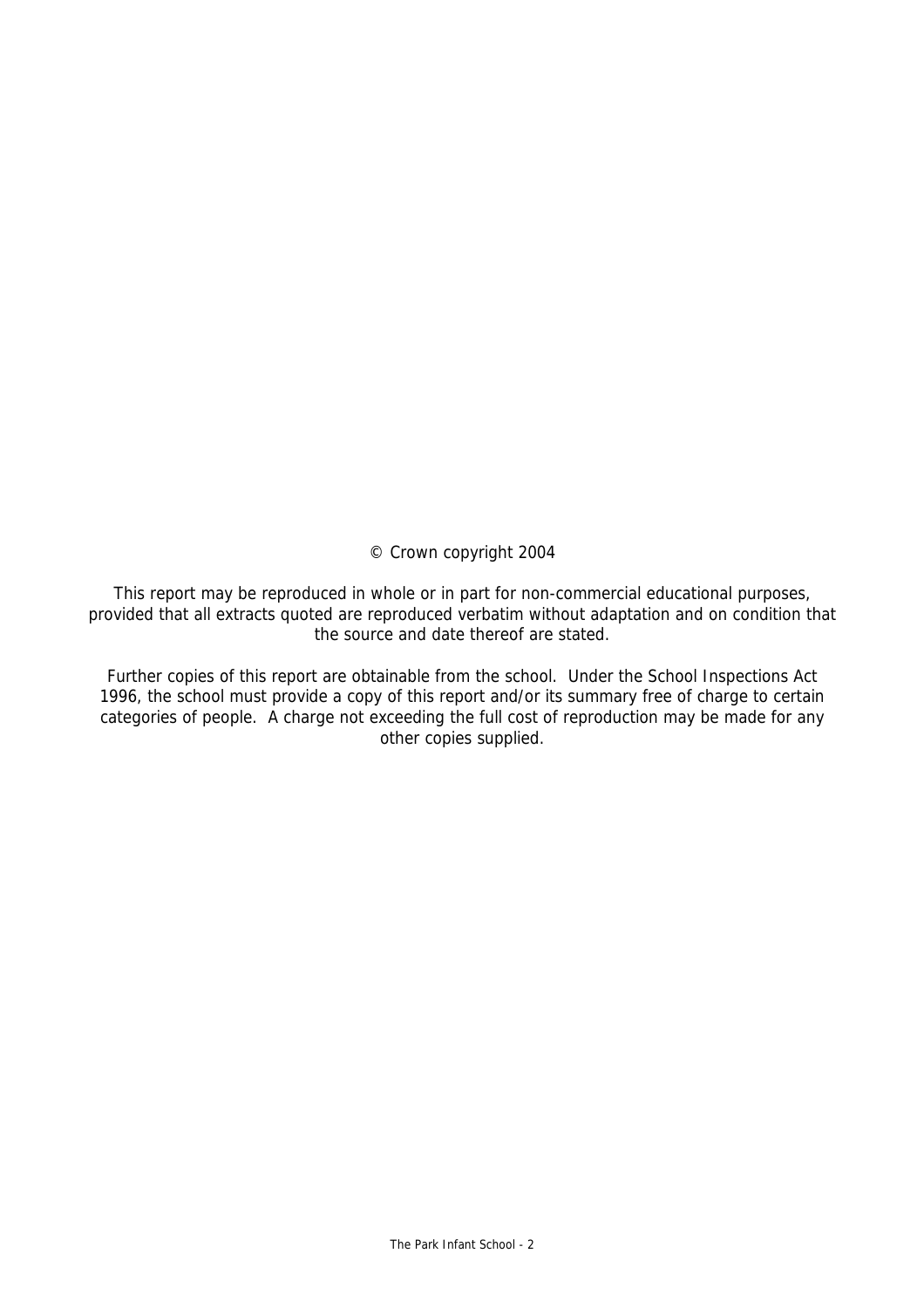© Crown copyright 2004

This report may be reproduced in whole or in part for non-commercial educational purposes, provided that all extracts quoted are reproduced verbatim without adaptation and on condition that the source and date thereof are stated.

Further copies of this report are obtainable from the school. Under the School Inspections Act 1996, the school must provide a copy of this report and/or its summary free of charge to certain categories of people. A charge not exceeding the full cost of reproduction may be made for any other copies supplied.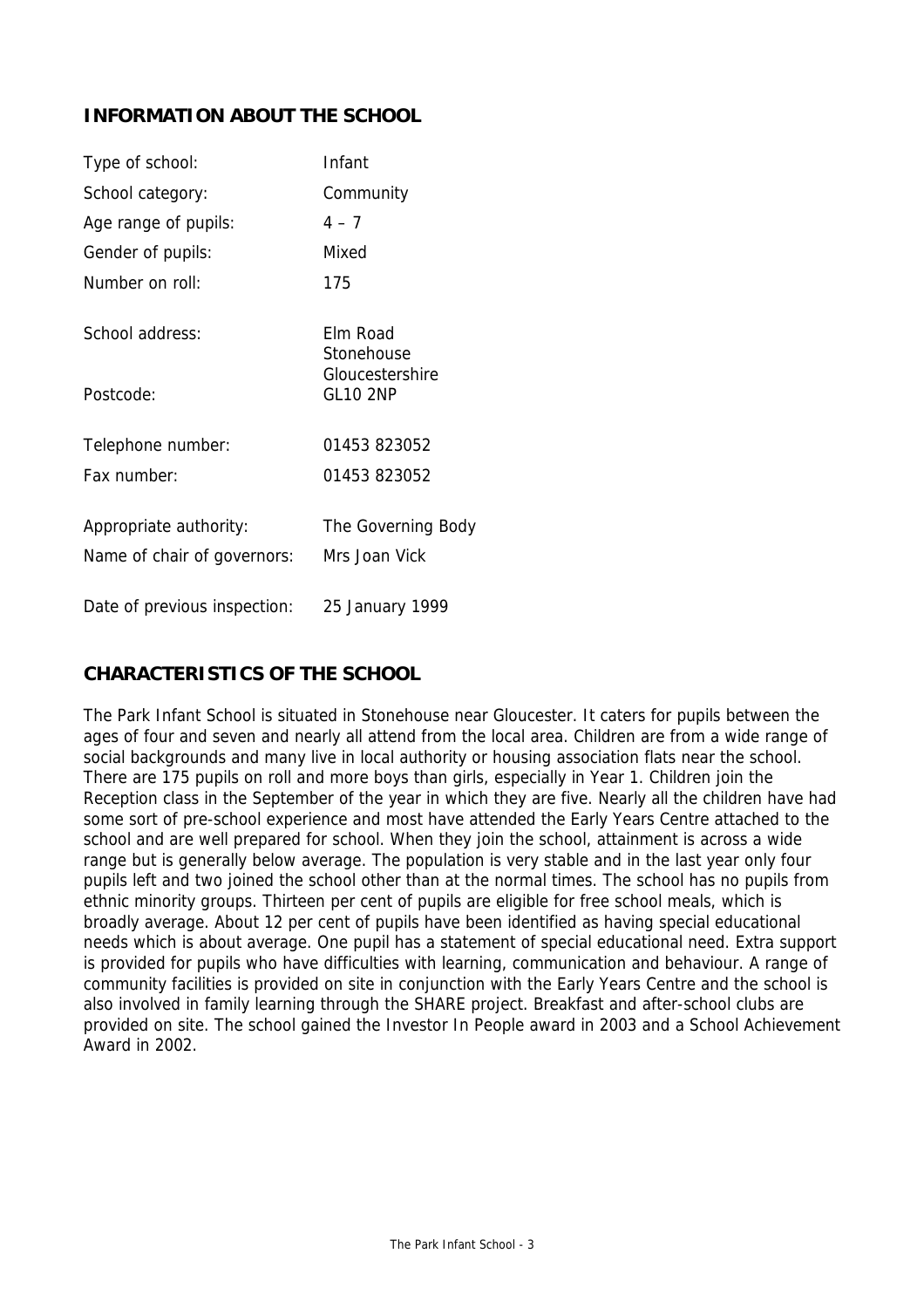## INFORMATION ABOUT THE SCHOOL

| | |
|---|---|
| Type of school: | Infant |
| School category: | Community |
| Age range of pupils: | 4 – 7 |
| Gender of pupils: | Mixed |
| Number on roll: | 175 |
| School address: | Elm Road<br>Stonehouse<br>Gloucestershire |
| Postcode: | GL10 2NP |
| Telephone number: | 01453 823052 |
| Fax number: | 01453 823052 |
| Appropriate authority: | The Governing Body |
| Name of chair of governors: | Mrs Joan Vick |
| Date of previous inspection: | 25 January 1999 |

## CHARACTERISTICS OF THE SCHOOL

The Park Infant School is situated in Stonehouse near Gloucester. It caters for pupils between the ages of four and seven and nearly all attend from the local area. Children are from a wide range of social backgrounds and many live in local authority or housing association flats near the school. There are 175 pupils on roll and more boys than girls, especially in Year 1. Children join the Reception class in the September of the year in which they are five. Nearly all the children have had some sort of pre-school experience and most have attended the Early Years Centre attached to the school and are well prepared for school. When they join the school, attainment is across a wide range but is generally below average. The population is very stable and in the last year only four pupils left and two joined the school other than at the normal times. The school has no pupils from ethnic minority groups. Thirteen per cent of pupils are eligible for free school meals, which is broadly average. About 12 per cent of pupils have been identified as having special educational needs which is about average. One pupil has a statement of special educational need. Extra support is provided for pupils who have difficulties with learning, communication and behaviour. A range of community facilities is provided on site in conjunction with the Early Years Centre and the school is also involved in family learning through the SHARE project. Breakfast and after-school clubs are provided on site. The school gained the Investor In People award in 2003 and a School Achievement Award in 2002.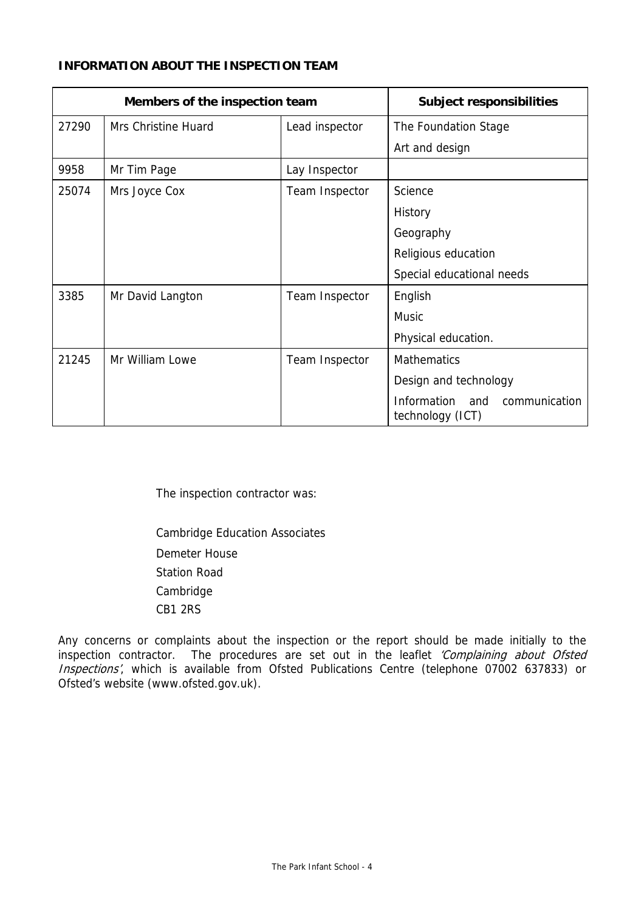**INFORMATION ABOUT THE INSPECTION TEAM**

| Members of the inspection team | | | Subject responsibilities |
|---|---|---|---|
| 27290 | Mrs Christine Huard | Lead inspector | The Foundation Stage<br>Art and design |
| 9958 | Mr Tim Page | Lay Inspector | |
| 25074 | Mrs Joyce Cox | Team Inspector | Science<br>History<br>Geography<br>Religious education<br>Special educational needs |
| 3385 | Mr David Langton | Team Inspector | English<br>Music<br>Physical education. |
| 21245 | Mr William Lowe | Team Inspector | Mathematics<br>Design and technology<br>Information and communication technology (ICT) |

The inspection contractor was:

Cambridge Education Associates
Demeter House
Station Road
Cambridge
CB1 2RS

Any concerns or complaints about the inspection or the report should be made initially to the inspection contractor. The procedures are set out in the leaflet *'Complaining about Ofsted Inspections'*, which is available from Ofsted Publications Centre (telephone 07002 637833) or Ofsted's website (www.ofsted.gov.uk).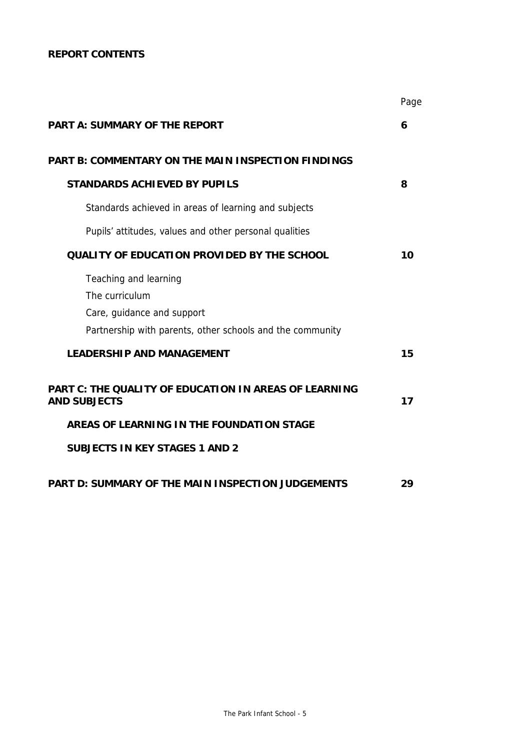**REPORT CONTENTS**

| | Page |
|---|---|
| **PART A: SUMMARY OF THE REPORT** | **6** |
| **PART B: COMMENTARY ON THE MAIN INSPECTION FINDINGS** | |
| **STANDARDS ACHIEVED BY PUPILS** | **8** |
| Standards achieved in areas of learning and subjects | |
| Pupils' attitudes, values and other personal qualities | |
| **QUALITY OF EDUCATION PROVIDED BY THE SCHOOL** | **10** |
| Teaching and learning | |
| The curriculum | |
| Care, guidance and support | |
| Partnership with parents, other schools and the community | |
| **LEADERSHIP AND MANAGEMENT** | **15** |
| **PART C: THE QUALITY OF EDUCATION IN AREAS OF LEARNING AND SUBJECTS** | **17** |
| **AREAS OF LEARNING IN THE FOUNDATION STAGE** | |
| **SUBJECTS IN KEY STAGES 1 AND 2** | |
| **PART D: SUMMARY OF THE MAIN INSPECTION JUDGEMENTS** | **29** |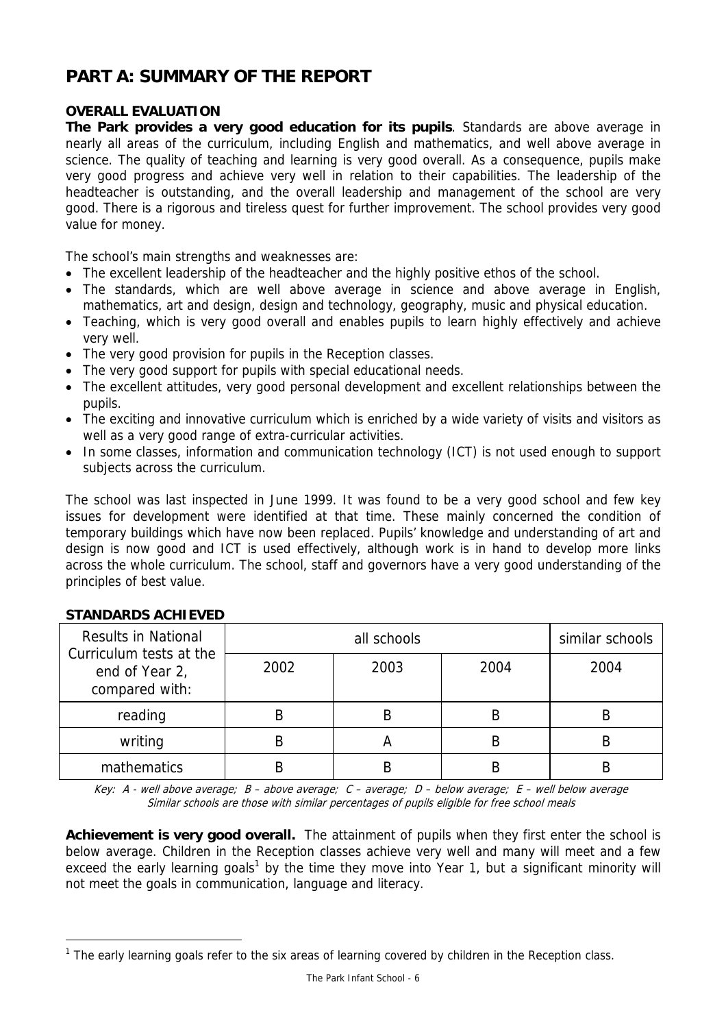# PART A: SUMMARY OF THE REPORT

**OVERALL EVALUATION**

**The Park provides a very good education for its pupils**. Standards are above average in nearly all areas of the curriculum, including English and mathematics, and well above average in science. The quality of teaching and learning is very good overall. As a consequence, pupils make very good progress and achieve very well in relation to their capabilities. The leadership of the headteacher is outstanding, and the overall leadership and management of the school are very good. There is a rigorous and tireless quest for further improvement. The school provides very good value for money.

The school's main strengths and weaknesses are:

- The excellent leadership of the headteacher and the highly positive ethos of the school.
- The standards, which are well above average in science and above average in English, mathematics, art and design, design and technology, geography, music and physical education.
- Teaching, which is very good overall and enables pupils to learn highly effectively and achieve very well.
- The very good provision for pupils in the Reception classes.
- The very good support for pupils with special educational needs.
- The excellent attitudes, very good personal development and excellent relationships between the pupils.
- The exciting and innovative curriculum which is enriched by a wide variety of visits and visitors as well as a very good range of extra-curricular activities.
- In some classes, information and communication technology (ICT) is not used enough to support subjects across the curriculum.

The school was last inspected in June 1999. It was found to be a very good school and few key issues for development were identified at that time. These mainly concerned the condition of temporary buildings which have now been replaced. Pupils' knowledge and understanding of art and design is now good and ICT is used effectively, although work is in hand to develop more links across the whole curriculum. The school, staff and governors have a very good understanding of the principles of best value.

**STANDARDS ACHIEVED**

| Results in National Curriculum tests at the end of Year 2, compared with: | all schools | | | similar schools |
|---|---|---|---|---|
| | 2002 | 2003 | 2004 | 2004 |
| reading | B | B | B | B |
| writing | B | A | B | B |
| mathematics | B | B | B | B |

*Key: A - well above average; B – above average; C – average; D – below average; E – well below average*
*Similar schools are those with similar percentages of pupils eligible for free school meals*

**Achievement is very good overall.** The attainment of pupils when they first enter the school is below average. Children in the Reception classes achieve very well and many will meet and a few exceed the early learning goals[1] by the time they move into Year 1, but a significant minority will not meet the goals in communication, language and literacy.

[1] The early learning goals refer to the six areas of learning covered by children in the Reception class.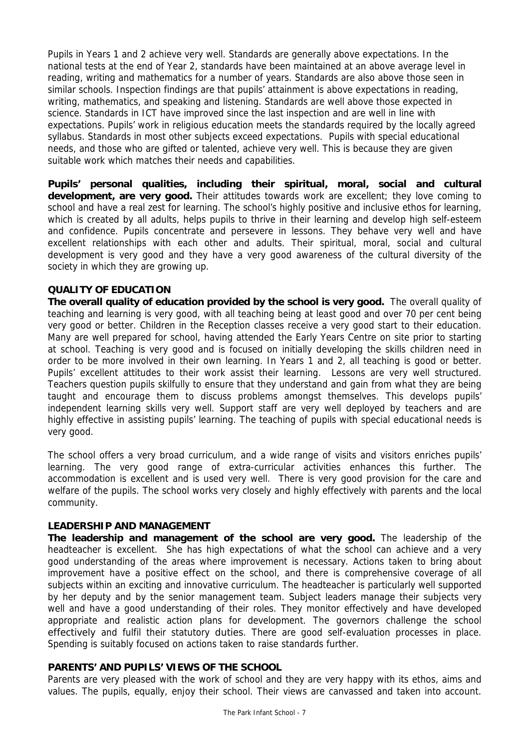Pupils in Years 1 and 2 achieve very well. Standards are generally above expectations. In the national tests at the end of Year 2, standards have been maintained at an above average level in reading, writing and mathematics for a number of years. Standards are also above those seen in similar schools. Inspection findings are that pupils' attainment is above expectations in reading, writing, mathematics, and speaking and listening. Standards are well above those expected in science. Standards in ICT have improved since the last inspection and are well in line with expectations. Pupils' work in religious education meets the standards required by the locally agreed syllabus. Standards in most other subjects exceed expectations. Pupils with special educational needs, and those who are gifted or talented, achieve very well. This is because they are given suitable work which matches their needs and capabilities.

**Pupils' personal qualities, including their spiritual, moral, social and cultural development, are very good.** Their attitudes towards work are excellent; they love coming to school and have a real zest for learning. The school's highly positive and inclusive ethos for learning, which is created by all adults, helps pupils to thrive in their learning and develop high self-esteem and confidence. Pupils concentrate and persevere in lessons. They behave very well and have excellent relationships with each other and adults. Their spiritual, moral, social and cultural development is very good and they have a very good awareness of the cultural diversity of the society in which they are growing up.

### QUALITY OF EDUCATION

**The overall quality of education provided by the school is very good.** The overall quality of teaching and learning is very good, with all teaching being at least good and over 70 per cent being very good or better. Children in the Reception classes receive a very good start to their education. Many are well prepared for school, having attended the Early Years Centre on site prior to starting at school. Teaching is very good and is focused on initially developing the skills children need in order to be more involved in their own learning. In Years 1 and 2, all teaching is good or better. Pupils' excellent attitudes to their work assist their learning. Lessons are very well structured. Teachers question pupils skilfully to ensure that they understand and gain from what they are being taught and encourage them to discuss problems amongst themselves. This develops pupils' independent learning skills very well. Support staff are very well deployed by teachers and are highly effective in assisting pupils' learning. The teaching of pupils with special educational needs is very good.

The school offers a very broad curriculum, and a wide range of visits and visitors enriches pupils' learning. The very good range of extra-curricular activities enhances this further. The accommodation is excellent and is used very well. There is very good provision for the care and welfare of the pupils. The school works very closely and highly effectively with parents and the local community.

### LEADERSHIP AND MANAGEMENT

**The leadership and management of the school are very good.** The leadership of the headteacher is excellent. She has high expectations of what the school can achieve and a very good understanding of the areas where improvement is necessary. Actions taken to bring about improvement have a positive effect on the school, and there is comprehensive coverage of all subjects within an exciting and innovative curriculum. The headteacher is particularly well supported by her deputy and by the senior management team. Subject leaders manage their subjects very well and have a good understanding of their roles. They monitor effectively and have developed appropriate and realistic action plans for development. The governors challenge the school effectively and fulfil their statutory duties. There are good self-evaluation processes in place. Spending is suitably focused on actions taken to raise standards further.

### PARENTS' AND PUPILS' VIEWS OF THE SCHOOL

Parents are very pleased with the work of school and they are very happy with its ethos, aims and values. The pupils, equally, enjoy their school. Their views are canvassed and taken into account.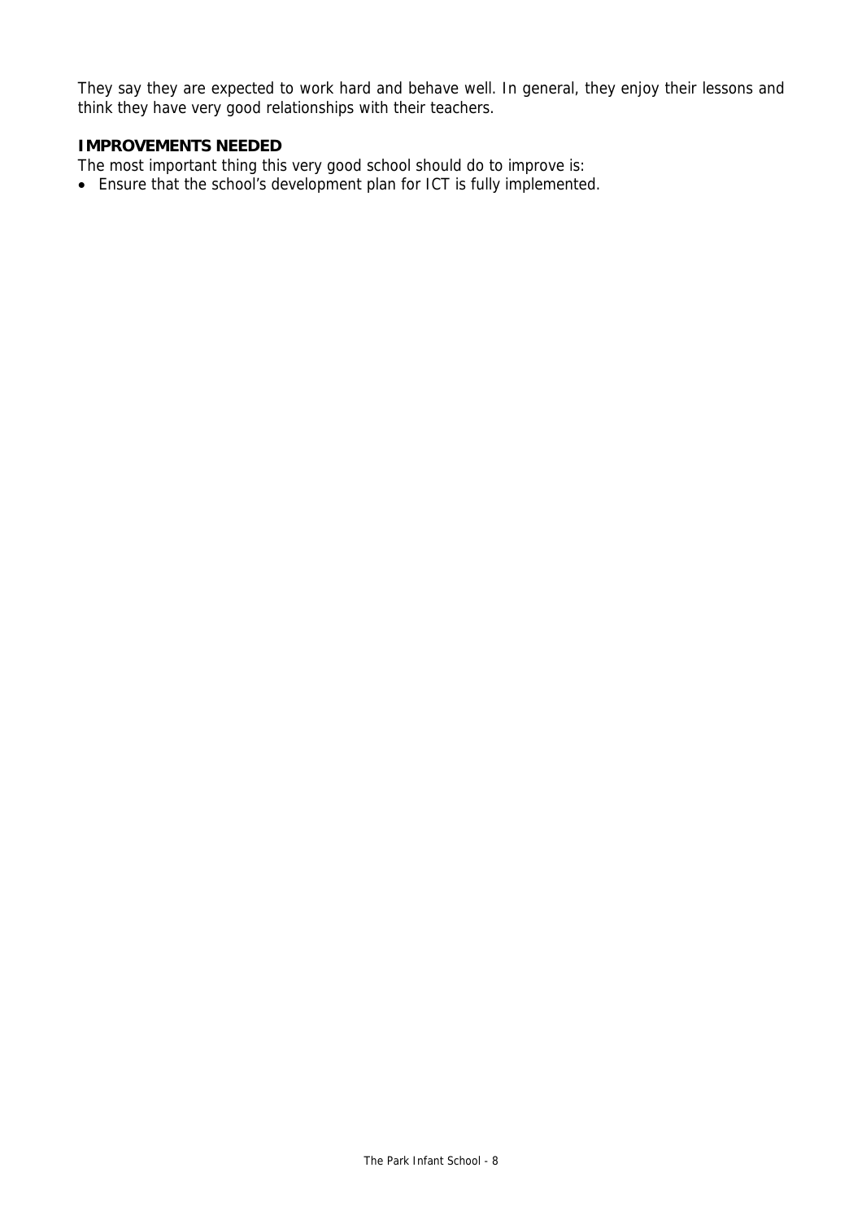They say they are expected to work hard and behave well. In general, they enjoy their lessons and think they have very good relationships with their teachers.

**IMPROVEMENTS NEEDED**

The most important thing this very good school should do to improve is:

- Ensure that the school's development plan for ICT is fully implemented.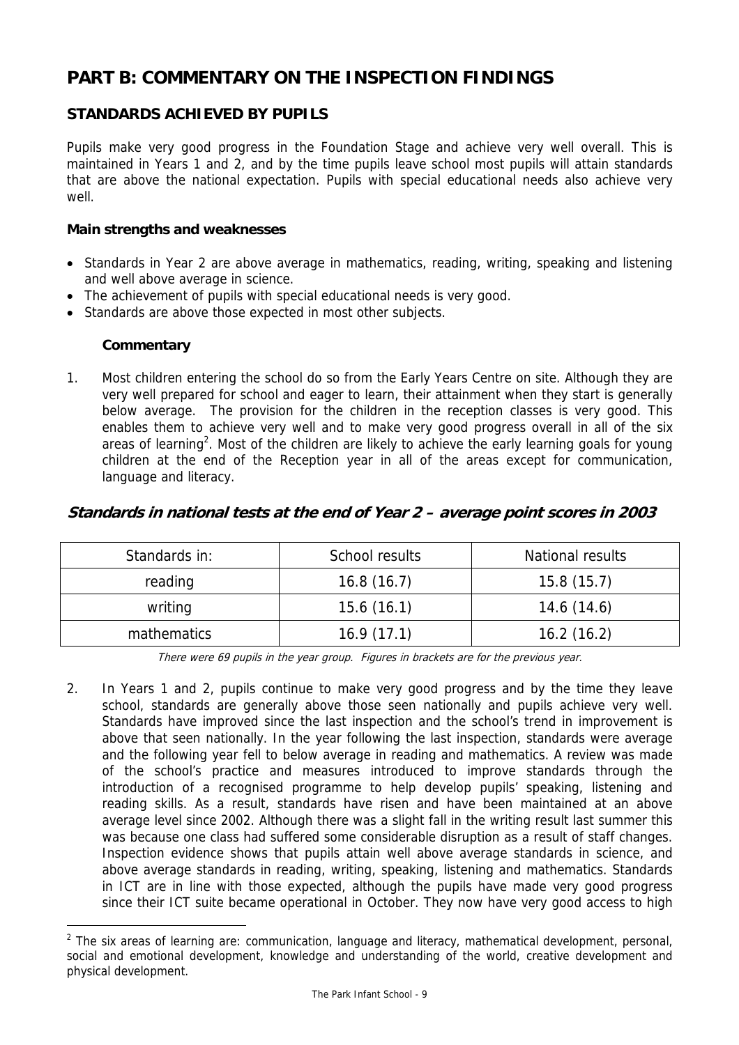# PART B: COMMENTARY ON THE INSPECTION FINDINGS

## STANDARDS ACHIEVED BY PUPILS

Pupils make very good progress in the Foundation Stage and achieve very well overall. This is maintained in Years 1 and 2, and by the time pupils leave school most pupils will attain standards that are above the national expectation. Pupils with special educational needs also achieve very well.

**Main strengths and weaknesses**

- Standards in Year 2 are above average in mathematics, reading, writing, speaking and listening and well above average in science.
- The achievement of pupils with special educational needs is very good.
- Standards are above those expected in most other subjects.

**Commentary**

1. Most children entering the school do so from the Early Years Centre on site. Although they are very well prepared for school and eager to learn, their attainment when they start is generally below average. The provision for the children in the reception classes is very good. This enables them to achieve very well and to make very good progress overall in all of the six areas of learning[2]. Most of the children are likely to achieve the early learning goals for young children at the end of the Reception year in all of the areas except for communication, language and literacy.

### *Standards in national tests at the end of Year 2 – average point scores in 2003*

| Standards in: | School results | National results |
|---|---|---|
| reading | 16.8 (16.7) | 15.8 (15.7) |
| writing | 15.6 (16.1) | 14.6 (14.6) |
| mathematics | 16.9 (17.1) | 16.2 (16.2) |

*There were 69 pupils in the year group. Figures in brackets are for the previous year.*

2. In Years 1 and 2, pupils continue to make very good progress and by the time they leave school, standards are generally above those seen nationally and pupils achieve very well. Standards have improved since the last inspection and the school's trend in improvement is above that seen nationally. In the year following the last inspection, standards were average and the following year fell to below average in reading and mathematics. A review was made of the school's practice and measures introduced to improve standards through the introduction of a recognised programme to help develop pupils' speaking, listening and reading skills. As a result, standards have risen and have been maintained at an above average level since 2002. Although there was a slight fall in the writing result last summer this was because one class had suffered some considerable disruption as a result of staff changes. Inspection evidence shows that pupils attain well above average standards in science, and above average standards in reading, writing, speaking, listening and mathematics. Standards in ICT are in line with those expected, although the pupils have made very good progress since their ICT suite became operational in October. They now have very good access to high

[2] The six areas of learning are: communication, language and literacy, mathematical development, personal, social and emotional development, knowledge and understanding of the world, creative development and physical development.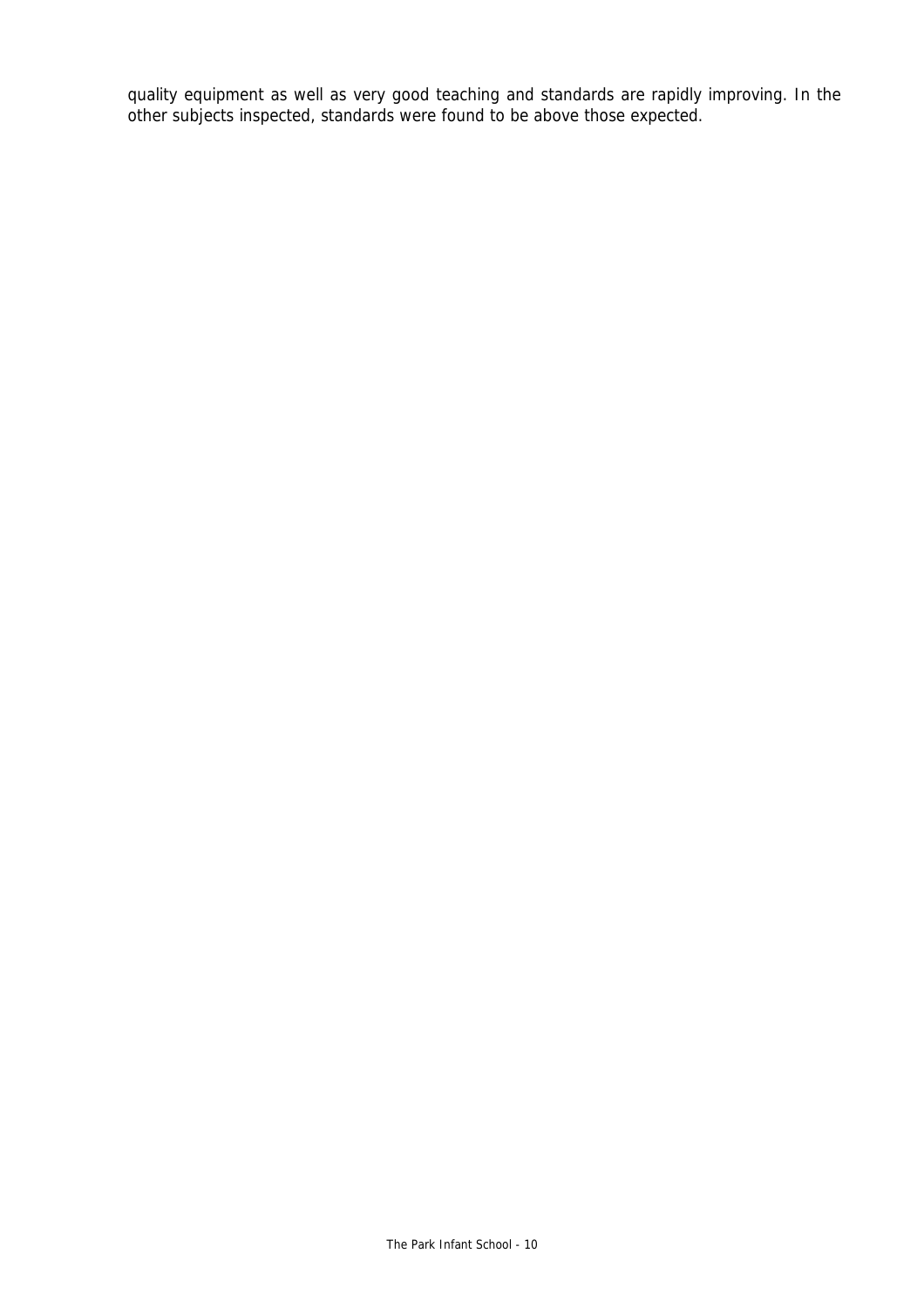quality equipment as well as very good teaching and standards are rapidly improving. In the other subjects inspected, standards were found to be above those expected.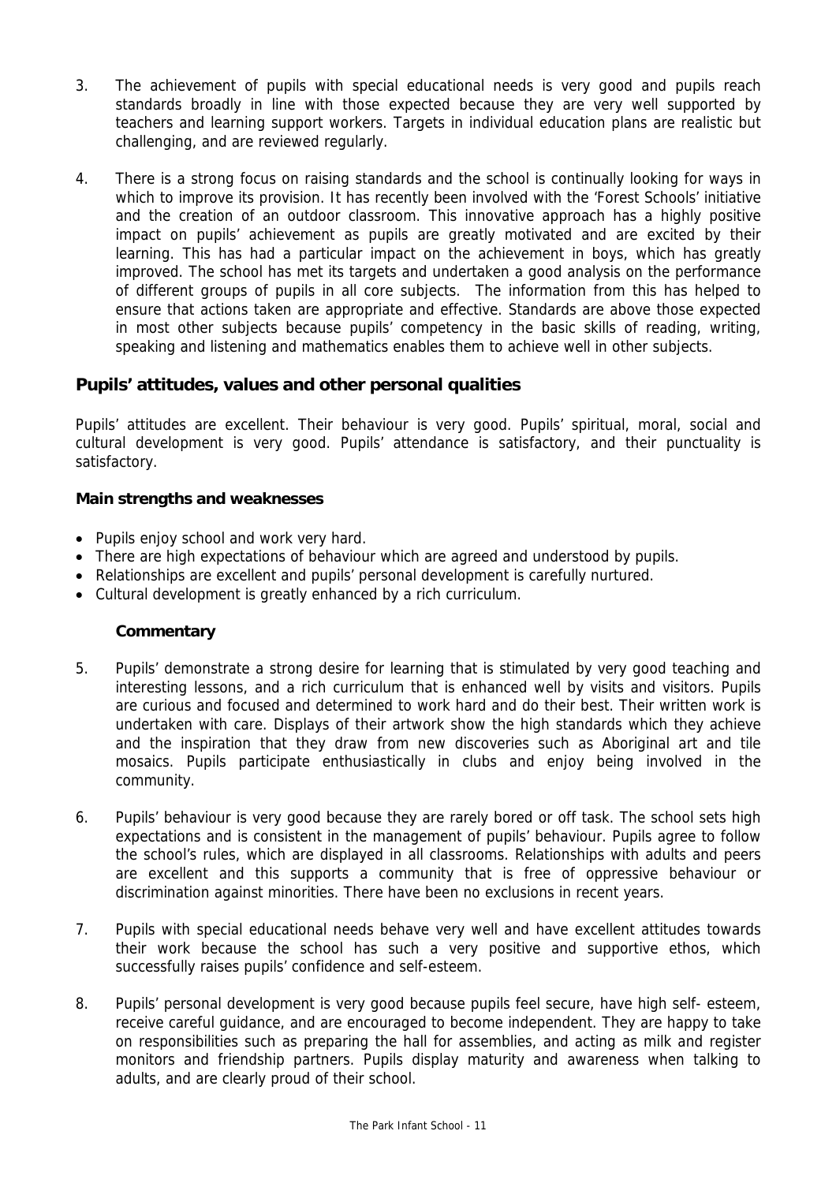3. The achievement of pupils with special educational needs is very good and pupils reach standards broadly in line with those expected because they are very well supported by teachers and learning support workers. Targets in individual education plans are realistic but challenging, and are reviewed regularly.

4. There is a strong focus on raising standards and the school is continually looking for ways in which to improve its provision. It has recently been involved with the 'Forest Schools' initiative and the creation of an outdoor classroom. This innovative approach has a highly positive impact on pupils' achievement as pupils are greatly motivated and are excited by their learning. This has had a particular impact on the achievement in boys, which has greatly improved. The school has met its targets and undertaken a good analysis on the performance of different groups of pupils in all core subjects. The information from this has helped to ensure that actions taken are appropriate and effective. Standards are above those expected in most other subjects because pupils' competency in the basic skills of reading, writing, speaking and listening and mathematics enables them to achieve well in other subjects.

## Pupils' attitudes, values and other personal qualities

Pupils' attitudes are excellent. Their behaviour is very good. Pupils' spiritual, moral, social and cultural development is very good. Pupils' attendance is satisfactory, and their punctuality is satisfactory.

**Main strengths and weaknesses**

- Pupils enjoy school and work very hard.
- There are high expectations of behaviour which are agreed and understood by pupils.
- Relationships are excellent and pupils' personal development is carefully nurtured.
- Cultural development is greatly enhanced by a rich curriculum.

**Commentary**

5. Pupils' demonstrate a strong desire for learning that is stimulated by very good teaching and interesting lessons, and a rich curriculum that is enhanced well by visits and visitors. Pupils are curious and focused and determined to work hard and do their best. Their written work is undertaken with care. Displays of their artwork show the high standards which they achieve and the inspiration that they draw from new discoveries such as Aboriginal art and tile mosaics. Pupils participate enthusiastically in clubs and enjoy being involved in the community.

6. Pupils' behaviour is very good because they are rarely bored or off task. The school sets high expectations and is consistent in the management of pupils' behaviour. Pupils agree to follow the school's rules, which are displayed in all classrooms. Relationships with adults and peers are excellent and this supports a community that is free of oppressive behaviour or discrimination against minorities. There have been no exclusions in recent years.

7. Pupils with special educational needs behave very well and have excellent attitudes towards their work because the school has such a very positive and supportive ethos, which successfully raises pupils' confidence and self-esteem.

8. Pupils' personal development is very good because pupils feel secure, have high self- esteem, receive careful guidance, and are encouraged to become independent. They are happy to take on responsibilities such as preparing the hall for assemblies, and acting as milk and register monitors and friendship partners. Pupils display maturity and awareness when talking to adults, and are clearly proud of their school.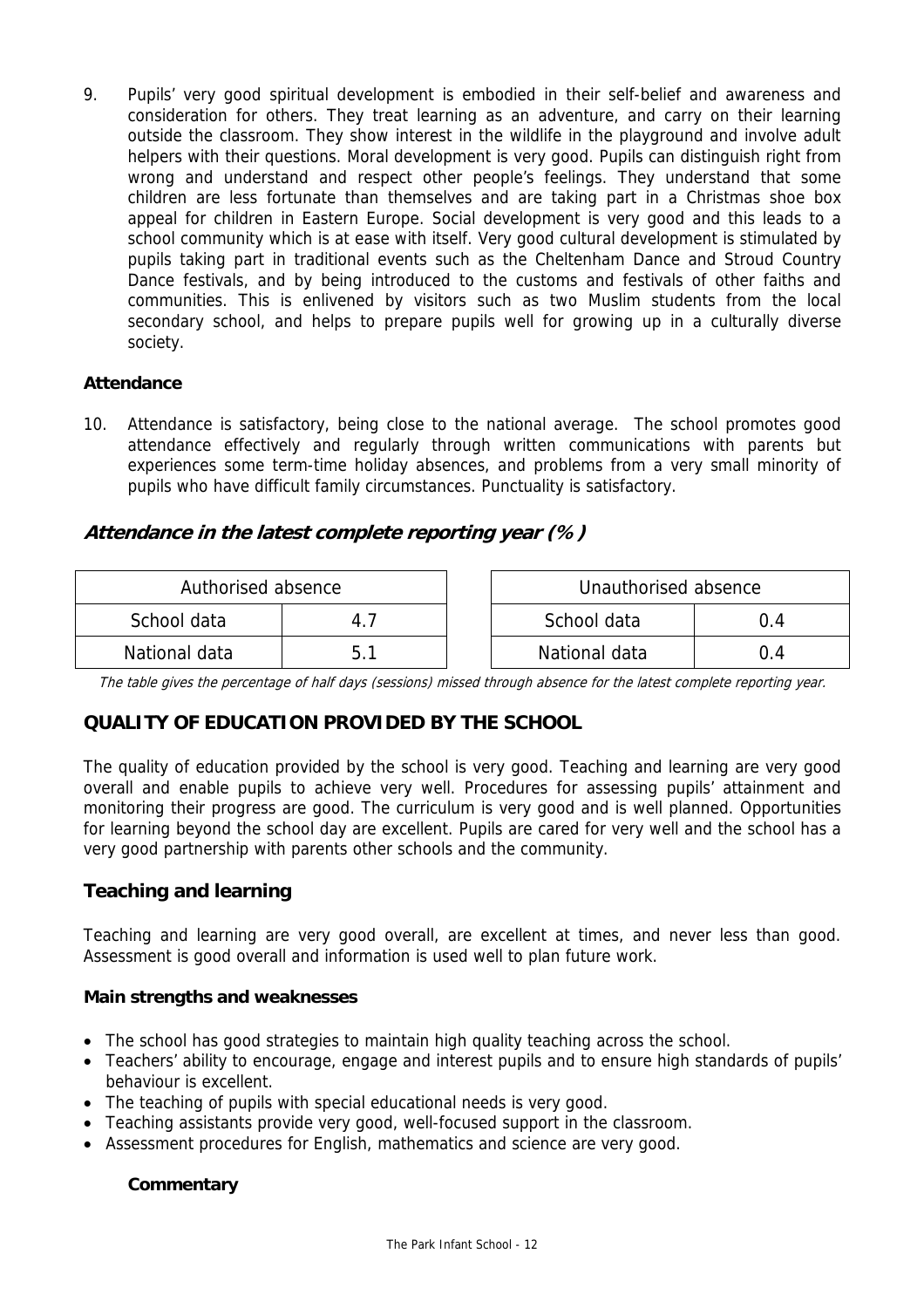9. Pupils' very good spiritual development is embodied in their self-belief and awareness and consideration for others. They treat learning as an adventure, and carry on their learning outside the classroom. They show interest in the wildlife in the playground and involve adult helpers with their questions. Moral development is very good. Pupils can distinguish right from wrong and understand and respect other people's feelings. They understand that some children are less fortunate than themselves and are taking part in a Christmas shoe box appeal for children in Eastern Europe. Social development is very good and this leads to a school community which is at ease with itself. Very good cultural development is stimulated by pupils taking part in traditional events such as the Cheltenham Dance and Stroud Country Dance festivals, and by being introduced to the customs and festivals of other faiths and communities. This is enlivened by visitors such as two Muslim students from the local secondary school, and helps to prepare pupils well for growing up in a culturally diverse society.

**Attendance**

10. Attendance is satisfactory, being close to the national average. The school promotes good attendance effectively and regularly through written communications with parents but experiences some term-time holiday absences, and problems from a very small minority of pupils who have difficult family circumstances. Punctuality is satisfactory.

### *Attendance in the latest complete reporting year (%)*

| Authorised absence | |
|---|---|
| School data | 4.7 |
| National data | 5.1 |

| Unauthorised absence | |
|---|---|
| School data | 0.4 |
| National data | 0.4 |

*The table gives the percentage of half days (sessions) missed through absence for the latest complete reporting year.*

## QUALITY OF EDUCATION PROVIDED BY THE SCHOOL

The quality of education provided by the school is very good. Teaching and learning are very good overall and enable pupils to achieve very well. Procedures for assessing pupils' attainment and monitoring their progress are good. The curriculum is very good and is well planned. Opportunities for learning beyond the school day are excellent. Pupils are cared for very well and the school has a very good partnership with parents other schools and the community.

### Teaching and learning

Teaching and learning are very good overall, are excellent at times, and never less than good. Assessment is good overall and information is used well to plan future work.

**Main strengths and weaknesses**

- The school has good strategies to maintain high quality teaching across the school.
- Teachers' ability to encourage, engage and interest pupils and to ensure high standards of pupils' behaviour is excellent.
- The teaching of pupils with special educational needs is very good.
- Teaching assistants provide very good, well-focused support in the classroom.
- Assessment procedures for English, mathematics and science are very good.

**Commentary**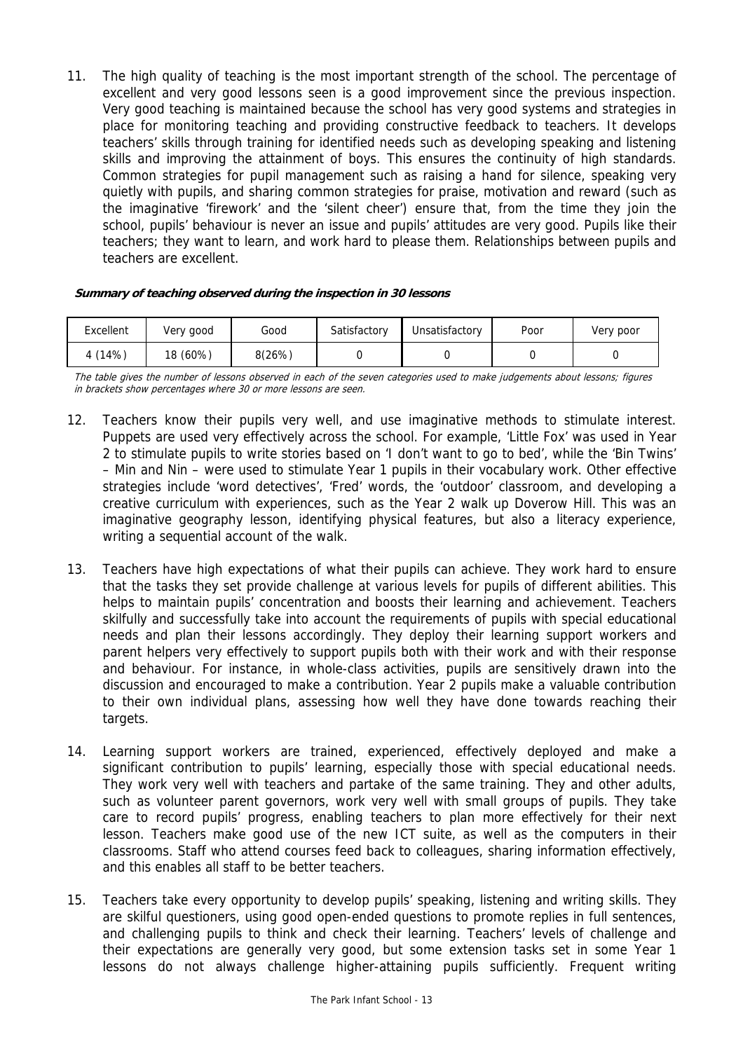11. The high quality of teaching is the most important strength of the school. The percentage of excellent and very good lessons seen is a good improvement since the previous inspection. Very good teaching is maintained because the school has very good systems and strategies in place for monitoring teaching and providing constructive feedback to teachers. It develops teachers' skills through training for identified needs such as developing speaking and listening skills and improving the attainment of boys. This ensures the continuity of high standards. Common strategies for pupil management such as raising a hand for silence, speaking very quietly with pupils, and sharing common strategies for praise, motivation and reward (such as the imaginative 'firework' and the 'silent cheer') ensure that, from the time they join the school, pupils' behaviour is never an issue and pupils' attitudes are very good. Pupils like their teachers; they want to learn, and work hard to please them. Relationships between pupils and teachers are excellent.

**Summary of teaching observed during the inspection in 30 lessons**

| Excellent | Very good | Good | Satisfactory | Unsatisfactory | Poor | Very poor |
|---|---|---|---|---|---|---|
| 4 (14%) | 18 (60%) | 8(26%) | 0 | 0 | 0 | 0 |

*The table gives the number of lessons observed in each of the seven categories used to make judgements about lessons; figures in brackets show percentages where 30 or more lessons are seen.*

12. Teachers know their pupils very well, and use imaginative methods to stimulate interest. Puppets are used very effectively across the school. For example, 'Little Fox' was used in Year 2 to stimulate pupils to write stories based on 'I don't want to go to bed', while the 'Bin Twins' – Min and Nin – were used to stimulate Year 1 pupils in their vocabulary work. Other effective strategies include 'word detectives', 'Fred' words, the 'outdoor' classroom, and developing a creative curriculum with experiences, such as the Year 2 walk up Doverow Hill. This was an imaginative geography lesson, identifying physical features, but also a literacy experience, writing a sequential account of the walk.

13. Teachers have high expectations of what their pupils can achieve. They work hard to ensure that the tasks they set provide challenge at various levels for pupils of different abilities. This helps to maintain pupils' concentration and boosts their learning and achievement. Teachers skilfully and successfully take into account the requirements of pupils with special educational needs and plan their lessons accordingly. They deploy their learning support workers and parent helpers very effectively to support pupils both with their work and with their response and behaviour. For instance, in whole-class activities, pupils are sensitively drawn into the discussion and encouraged to make a contribution. Year 2 pupils make a valuable contribution to their own individual plans, assessing how well they have done towards reaching their targets.

14. Learning support workers are trained, experienced, effectively deployed and make a significant contribution to pupils' learning, especially those with special educational needs. They work very well with teachers and partake of the same training. They and other adults, such as volunteer parent governors, work very well with small groups of pupils. They take care to record pupils' progress, enabling teachers to plan more effectively for their next lesson. Teachers make good use of the new ICT suite, as well as the computers in their classrooms. Staff who attend courses feed back to colleagues, sharing information effectively, and this enables all staff to be better teachers.

15. Teachers take every opportunity to develop pupils' speaking, listening and writing skills. They are skilful questioners, using good open-ended questions to promote replies in full sentences, and challenging pupils to think and check their learning. Teachers' levels of challenge and their expectations are generally very good, but some extension tasks set in some Year 1 lessons do not always challenge higher-attaining pupils sufficiently. Frequent writing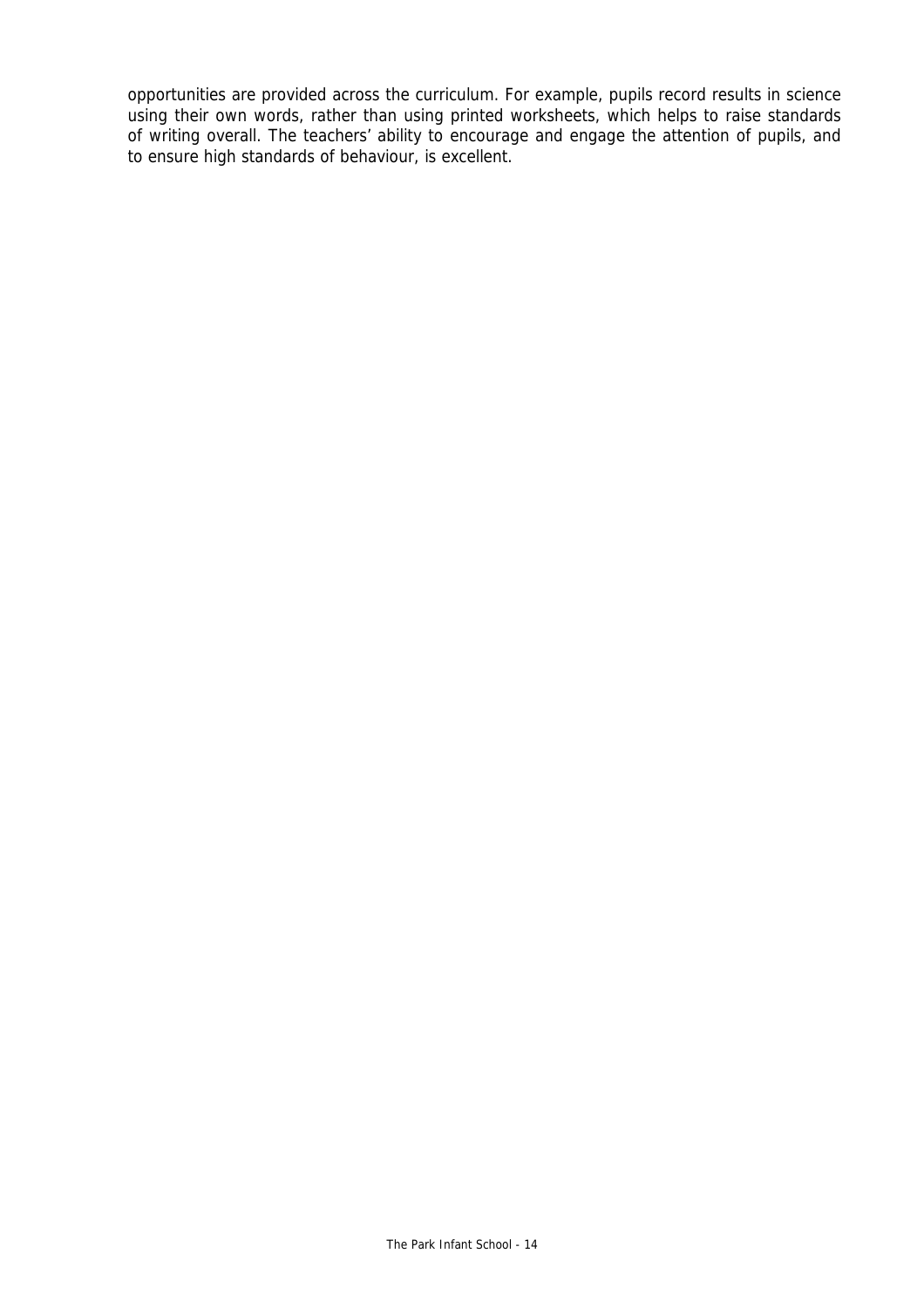opportunities are provided across the curriculum. For example, pupils record results in science using their own words, rather than using printed worksheets, which helps to raise standards of writing overall. The teachers' ability to encourage and engage the attention of pupils, and to ensure high standards of behaviour, is excellent.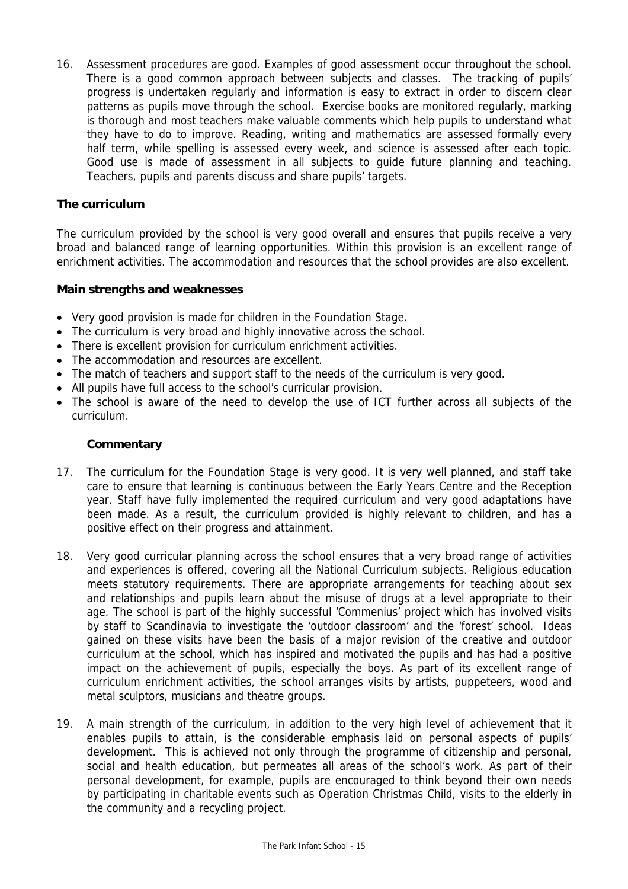16. Assessment procedures are good. Examples of good assessment occur throughout the school. There is a good common approach between subjects and classes. The tracking of pupils' progress is undertaken regularly and information is easy to extract in order to discern clear patterns as pupils move through the school. Exercise books are monitored regularly, marking is thorough and most teachers make valuable comments which help pupils to understand what they have to do to improve. Reading, writing and mathematics are assessed formally every half term, while spelling is assessed every week, and science is assessed after each topic. Good use is made of assessment in all subjects to guide future planning and teaching. Teachers, pupils and parents discuss and share pupils' targets.

## The curriculum

The curriculum provided by the school is very good overall and ensures that pupils receive a very broad and balanced range of learning opportunities. Within this provision is an excellent range of enrichment activities. The accommodation and resources that the school provides are also excellent.

### Main strengths and weaknesses

- Very good provision is made for children in the Foundation Stage.
- The curriculum is very broad and highly innovative across the school.
- There is excellent provision for curriculum enrichment activities.
- The accommodation and resources are excellent.
- The match of teachers and support staff to the needs of the curriculum is very good.
- All pupils have full access to the school's curricular provision.
- The school is aware of the need to develop the use of ICT further across all subjects of the curriculum.

### Commentary

17. The curriculum for the Foundation Stage is very good. It is very well planned, and staff take care to ensure that learning is continuous between the Early Years Centre and the Reception year. Staff have fully implemented the required curriculum and very good adaptations have been made. As a result, the curriculum provided is highly relevant to children, and has a positive effect on their progress and attainment.

18. Very good curricular planning across the school ensures that a very broad range of activities and experiences is offered, covering all the National Curriculum subjects. Religious education meets statutory requirements. There are appropriate arrangements for teaching about sex and relationships and pupils learn about the misuse of drugs at a level appropriate to their age. The school is part of the highly successful 'Commenius' project which has involved visits by staff to Scandinavia to investigate the 'outdoor classroom' and the 'forest' school. Ideas gained on these visits have been the basis of a major revision of the creative and outdoor curriculum at the school, which has inspired and motivated the pupils and has had a positive impact on the achievement of pupils, especially the boys. As part of its excellent range of curriculum enrichment activities, the school arranges visits by artists, puppeteers, wood and metal sculptors, musicians and theatre groups.

19. A main strength of the curriculum, in addition to the very high level of achievement that it enables pupils to attain, is the considerable emphasis laid on personal aspects of pupils' development. This is achieved not only through the programme of citizenship and personal, social and health education, but permeates all areas of the school's work. As part of their personal development, for example, pupils are encouraged to think beyond their own needs by participating in charitable events such as Operation Christmas Child, visits to the elderly in the community and a recycling project.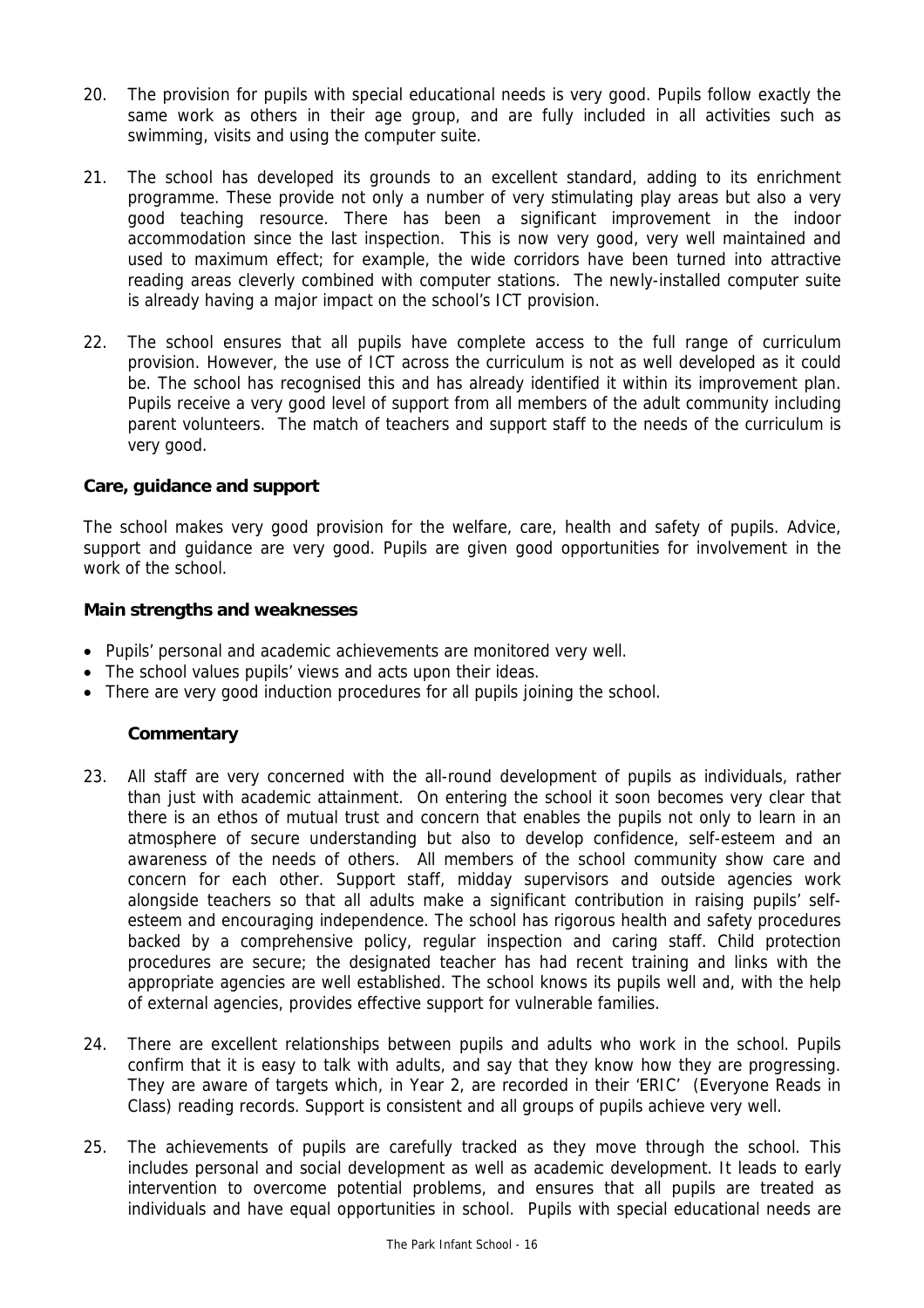20. The provision for pupils with special educational needs is very good. Pupils follow exactly the same work as others in their age group, and are fully included in all activities such as swimming, visits and using the computer suite.

21. The school has developed its grounds to an excellent standard, adding to its enrichment programme. These provide not only a number of very stimulating play areas but also a very good teaching resource. There has been a significant improvement in the indoor accommodation since the last inspection. This is now very good, very well maintained and used to maximum effect; for example, the wide corridors have been turned into attractive reading areas cleverly combined with computer stations. The newly-installed computer suite is already having a major impact on the school's ICT provision.

22. The school ensures that all pupils have complete access to the full range of curriculum provision. However, the use of ICT across the curriculum is not as well developed as it could be. The school has recognised this and has already identified it within its improvement plan. Pupils receive a very good level of support from all members of the adult community including parent volunteers. The match of teachers and support staff to the needs of the curriculum is very good.

### Care, guidance and support

The school makes very good provision for the welfare, care, health and safety of pupils. Advice, support and guidance are very good. Pupils are given good opportunities for involvement in the work of the school.

#### Main strengths and weaknesses

- Pupils' personal and academic achievements are monitored very well.
- The school values pupils' views and acts upon their ideas.
- There are very good induction procedures for all pupils joining the school.

#### Commentary

23. All staff are very concerned with the all-round development of pupils as individuals, rather than just with academic attainment. On entering the school it soon becomes very clear that there is an ethos of mutual trust and concern that enables the pupils not only to learn in an atmosphere of secure understanding but also to develop confidence, self-esteem and an awareness of the needs of others. All members of the school community show care and concern for each other. Support staff, midday supervisors and outside agencies work alongside teachers so that all adults make a significant contribution in raising pupils' self-esteem and encouraging independence. The school has rigorous health and safety procedures backed by a comprehensive policy, regular inspection and caring staff. Child protection procedures are secure; the designated teacher has had recent training and links with the appropriate agencies are well established. The school knows its pupils well and, with the help of external agencies, provides effective support for vulnerable families.

24. There are excellent relationships between pupils and adults who work in the school. Pupils confirm that it is easy to talk with adults, and say that they know how they are progressing. They are aware of targets which, in Year 2, are recorded in their 'ERIC' (Everyone Reads in Class) reading records. Support is consistent and all groups of pupils achieve very well.

25. The achievements of pupils are carefully tracked as they move through the school. This includes personal and social development as well as academic development. It leads to early intervention to overcome potential problems, and ensures that all pupils are treated as individuals and have equal opportunities in school. Pupils with special educational needs are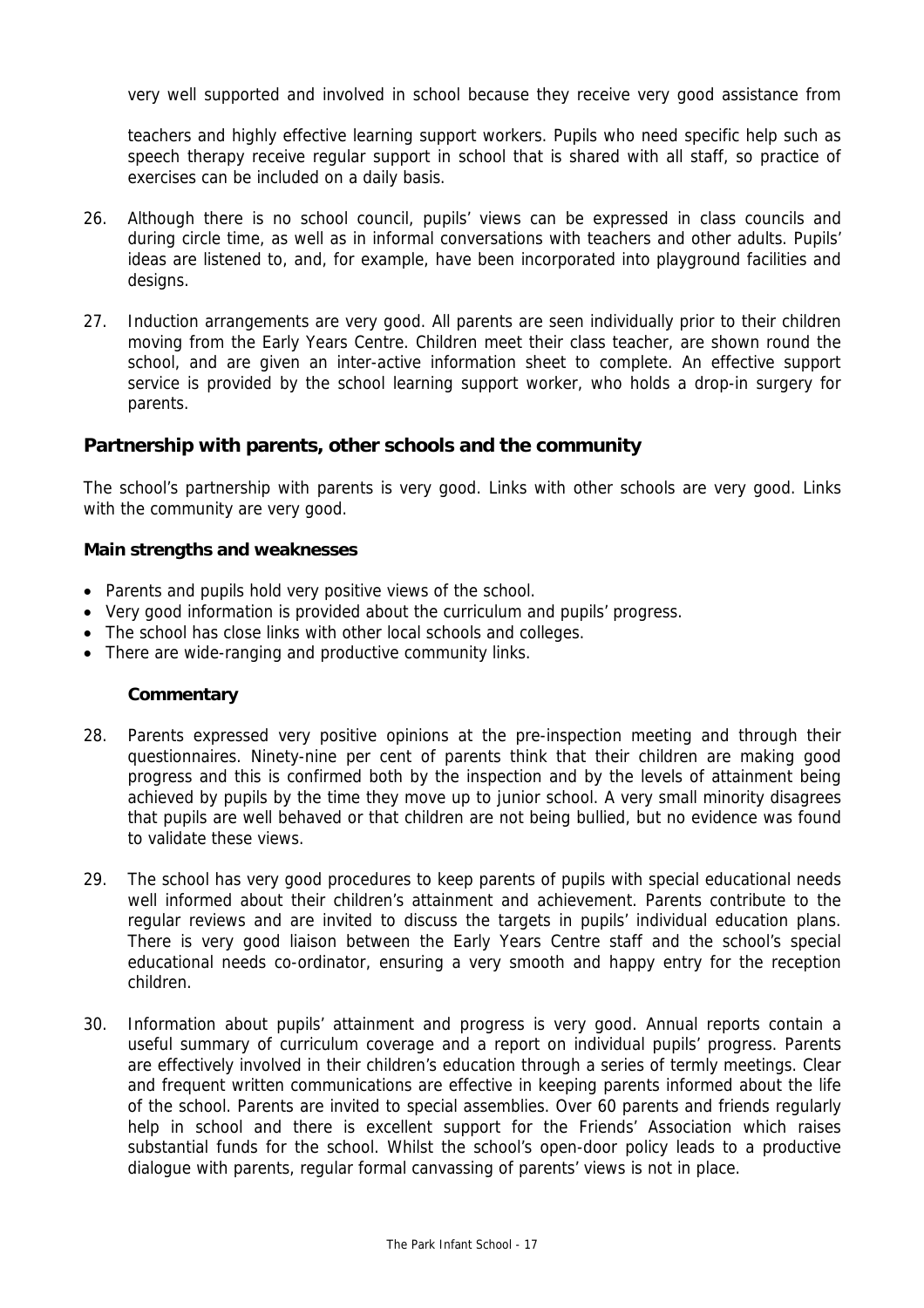very well supported and involved in school because they receive very good assistance from teachers and highly effective learning support workers. Pupils who need specific help such as speech therapy receive regular support in school that is shared with all staff, so practice of exercises can be included on a daily basis.

26. Although there is no school council, pupils' views can be expressed in class councils and during circle time, as well as in informal conversations with teachers and other adults. Pupils' ideas are listened to, and, for example, have been incorporated into playground facilities and designs.

27. Induction arrangements are very good. All parents are seen individually prior to their children moving from the Early Years Centre. Children meet their class teacher, are shown round the school, and are given an inter-active information sheet to complete. An effective support service is provided by the school learning support worker, who holds a drop-in surgery for parents.

## Partnership with parents, other schools and the community

The school's partnership with parents is very good. Links with other schools are very good. Links with the community are very good.

**Main strengths and weaknesses**

- Parents and pupils hold very positive views of the school.
- Very good information is provided about the curriculum and pupils' progress.
- The school has close links with other local schools and colleges.
- There are wide-ranging and productive community links.

**Commentary**

28. Parents expressed very positive opinions at the pre-inspection meeting and through their questionnaires. Ninety-nine per cent of parents think that their children are making good progress and this is confirmed both by the inspection and by the levels of attainment being achieved by pupils by the time they move up to junior school. A very small minority disagrees that pupils are well behaved or that children are not being bullied, but no evidence was found to validate these views.

29. The school has very good procedures to keep parents of pupils with special educational needs well informed about their children's attainment and achievement. Parents contribute to the regular reviews and are invited to discuss the targets in pupils' individual education plans. There is very good liaison between the Early Years Centre staff and the school's special educational needs co-ordinator, ensuring a very smooth and happy entry for the reception children.

30. Information about pupils' attainment and progress is very good. Annual reports contain a useful summary of curriculum coverage and a report on individual pupils' progress. Parents are effectively involved in their children's education through a series of termly meetings. Clear and frequent written communications are effective in keeping parents informed about the life of the school. Parents are invited to special assemblies. Over 60 parents and friends regularly help in school and there is excellent support for the Friends' Association which raises substantial funds for the school. Whilst the school's open-door policy leads to a productive dialogue with parents, regular formal canvassing of parents' views is not in place.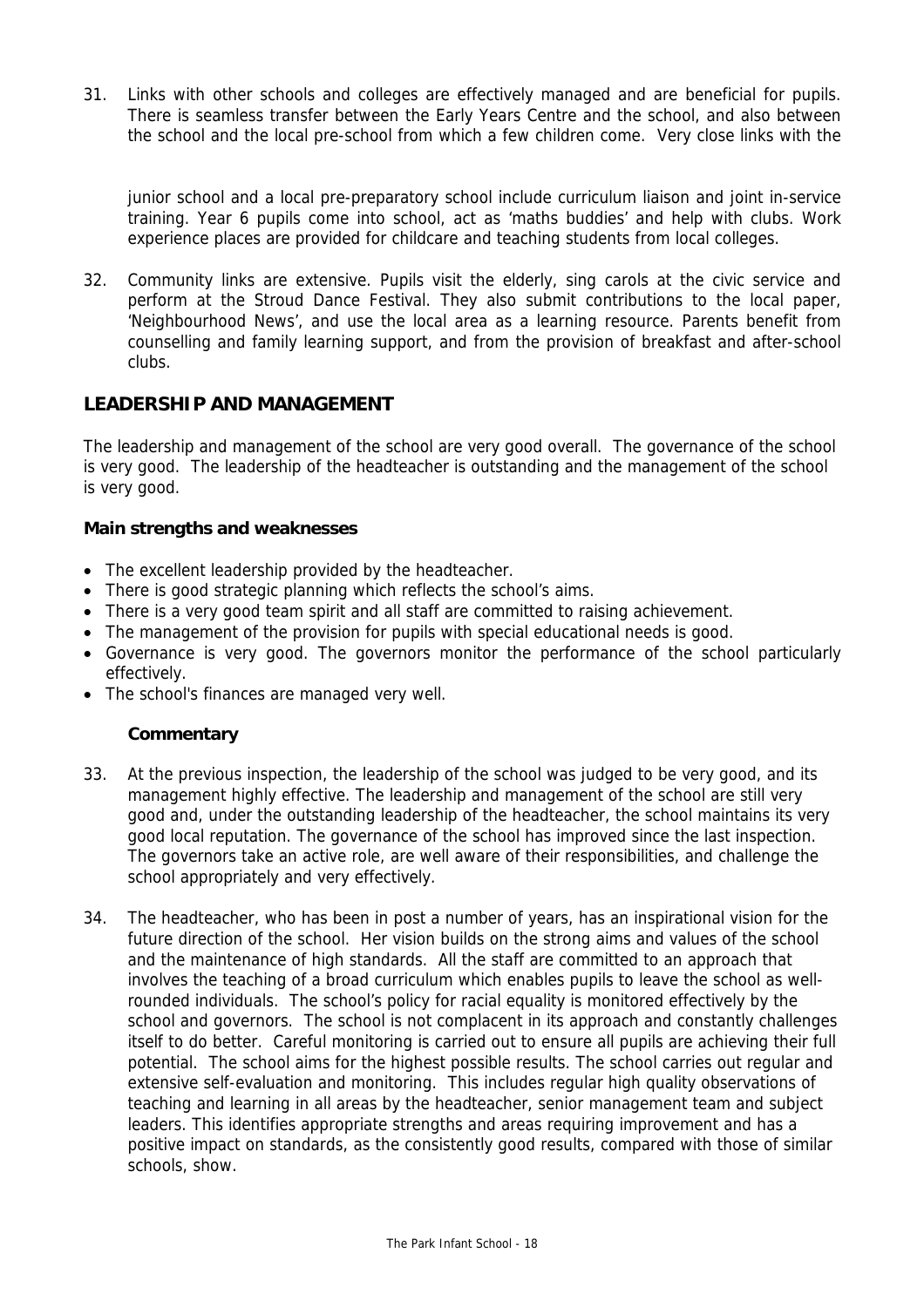31. Links with other schools and colleges are effectively managed and are beneficial for pupils. There is seamless transfer between the Early Years Centre and the school, and also between the school and the local pre-school from which a few children come. Very close links with the junior school and a local pre-preparatory school include curriculum liaison and joint in-service training. Year 6 pupils come into school, act as 'maths buddies' and help with clubs. Work experience places are provided for childcare and teaching students from local colleges.

32. Community links are extensive. Pupils visit the elderly, sing carols at the civic service and perform at the Stroud Dance Festival. They also submit contributions to the local paper, 'Neighbourhood News', and use the local area as a learning resource. Parents benefit from counselling and family learning support, and from the provision of breakfast and after-school clubs.

## LEADERSHIP AND MANAGEMENT

The leadership and management of the school are very good overall. The governance of the school is very good. The leadership of the headteacher is outstanding and the management of the school is very good.

**Main strengths and weaknesses**

- The excellent leadership provided by the headteacher.
- There is good strategic planning which reflects the school's aims.
- There is a very good team spirit and all staff are committed to raising achievement.
- The management of the provision for pupils with special educational needs is good.
- Governance is very good. The governors monitor the performance of the school particularly effectively.
- The school's finances are managed very well.

**Commentary**

33. At the previous inspection, the leadership of the school was judged to be very good, and its management highly effective. The leadership and management of the school are still very good and, under the outstanding leadership of the headteacher, the school maintains its very good local reputation. The governance of the school has improved since the last inspection. The governors take an active role, are well aware of their responsibilities, and challenge the school appropriately and very effectively.

34. The headteacher, who has been in post a number of years, has an inspirational vision for the future direction of the school. Her vision builds on the strong aims and values of the school and the maintenance of high standards. All the staff are committed to an approach that involves the teaching of a broad curriculum which enables pupils to leave the school as well-rounded individuals. The school's policy for racial equality is monitored effectively by the school and governors. The school is not complacent in its approach and constantly challenges itself to do better. Careful monitoring is carried out to ensure all pupils are achieving their full potential. The school aims for the highest possible results. The school carries out regular and extensive self-evaluation and monitoring. This includes regular high quality observations of teaching and learning in all areas by the headteacher, senior management team and subject leaders. This identifies appropriate strengths and areas requiring improvement and has a positive impact on standards, as the consistently good results, compared with those of similar schools, show.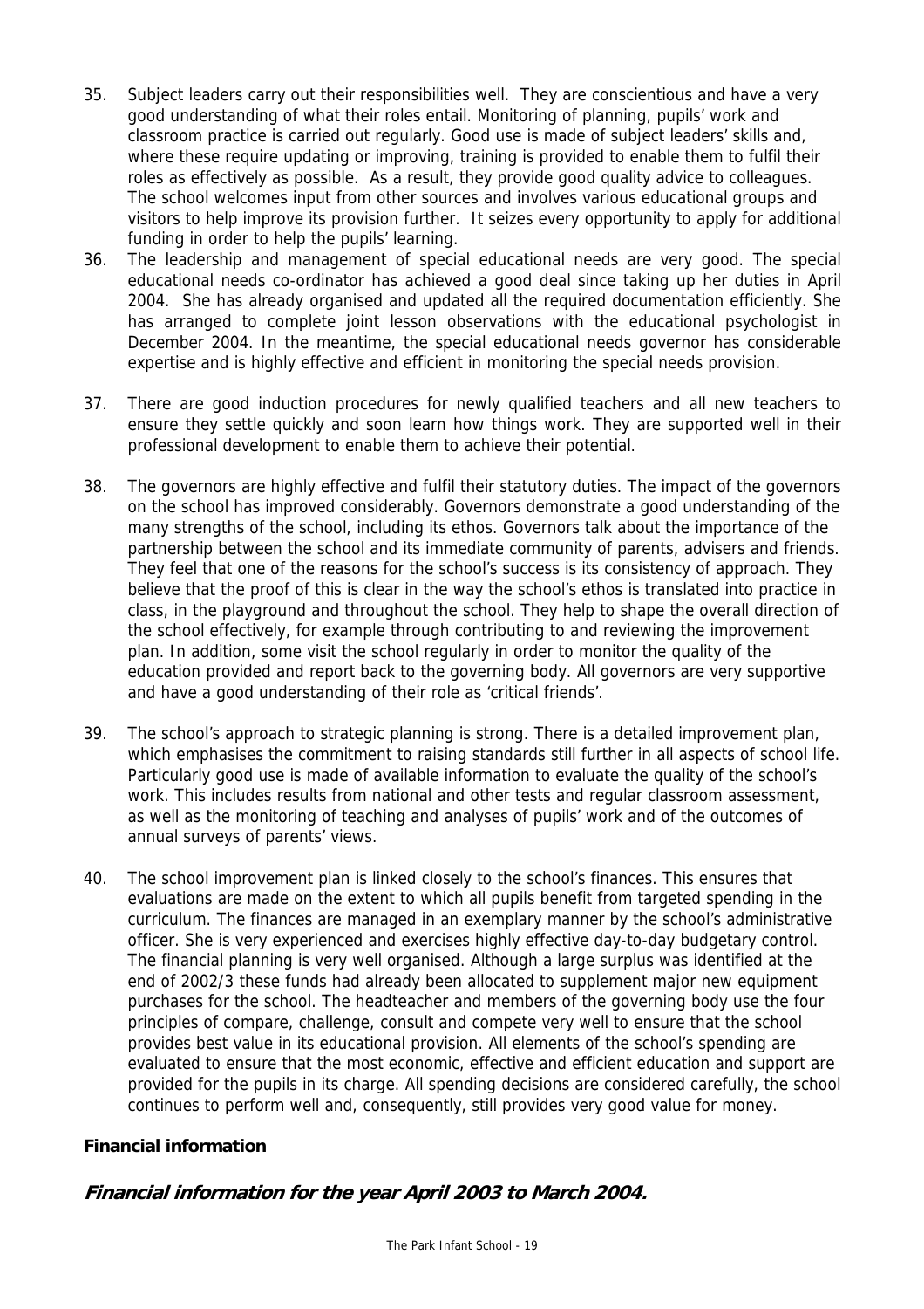35. Subject leaders carry out their responsibilities well. They are conscientious and have a very good understanding of what their roles entail. Monitoring of planning, pupils' work and classroom practice is carried out regularly. Good use is made of subject leaders' skills and, where these require updating or improving, training is provided to enable them to fulfil their roles as effectively as possible. As a result, they provide good quality advice to colleagues. The school welcomes input from other sources and involves various educational groups and visitors to help improve its provision further. It seizes every opportunity to apply for additional funding in order to help the pupils' learning.

36. The leadership and management of special educational needs are very good. The special educational needs co-ordinator has achieved a good deal since taking up her duties in April 2004. She has already organised and updated all the required documentation efficiently. She has arranged to complete joint lesson observations with the educational psychologist in December 2004. In the meantime, the special educational needs governor has considerable expertise and is highly effective and efficient in monitoring the special needs provision.

37. There are good induction procedures for newly qualified teachers and all new teachers to ensure they settle quickly and soon learn how things work. They are supported well in their professional development to enable them to achieve their potential.

38. The governors are highly effective and fulfil their statutory duties. The impact of the governors on the school has improved considerably. Governors demonstrate a good understanding of the many strengths of the school, including its ethos. Governors talk about the importance of the partnership between the school and its immediate community of parents, advisers and friends. They feel that one of the reasons for the school's success is its consistency of approach. They believe that the proof of this is clear in the way the school's ethos is translated into practice in class, in the playground and throughout the school. They help to shape the overall direction of the school effectively, for example through contributing to and reviewing the improvement plan. In addition, some visit the school regularly in order to monitor the quality of the education provided and report back to the governing body. All governors are very supportive and have a good understanding of their role as 'critical friends'.

39. The school's approach to strategic planning is strong. There is a detailed improvement plan, which emphasises the commitment to raising standards still further in all aspects of school life. Particularly good use is made of available information to evaluate the quality of the school's work. This includes results from national and other tests and regular classroom assessment, as well as the monitoring of teaching and analyses of pupils' work and of the outcomes of annual surveys of parents' views.

40. The school improvement plan is linked closely to the school's finances. This ensures that evaluations are made on the extent to which all pupils benefit from targeted spending in the curriculum. The finances are managed in an exemplary manner by the school's administrative officer. She is very experienced and exercises highly effective day-to-day budgetary control. The financial planning is very well organised. Although a large surplus was identified at the end of 2002/3 these funds had already been allocated to supplement major new equipment purchases for the school. The headteacher and members of the governing body use the four principles of compare, challenge, consult and compete very well to ensure that the school provides best value in its educational provision. All elements of the school's spending are evaluated to ensure that the most economic, effective and efficient education and support are provided for the pupils in its charge. All spending decisions are considered carefully, the school continues to perform well and, consequently, still provides very good value for money.

**Financial information**

***Financial information for the year April 2003 to March 2004.***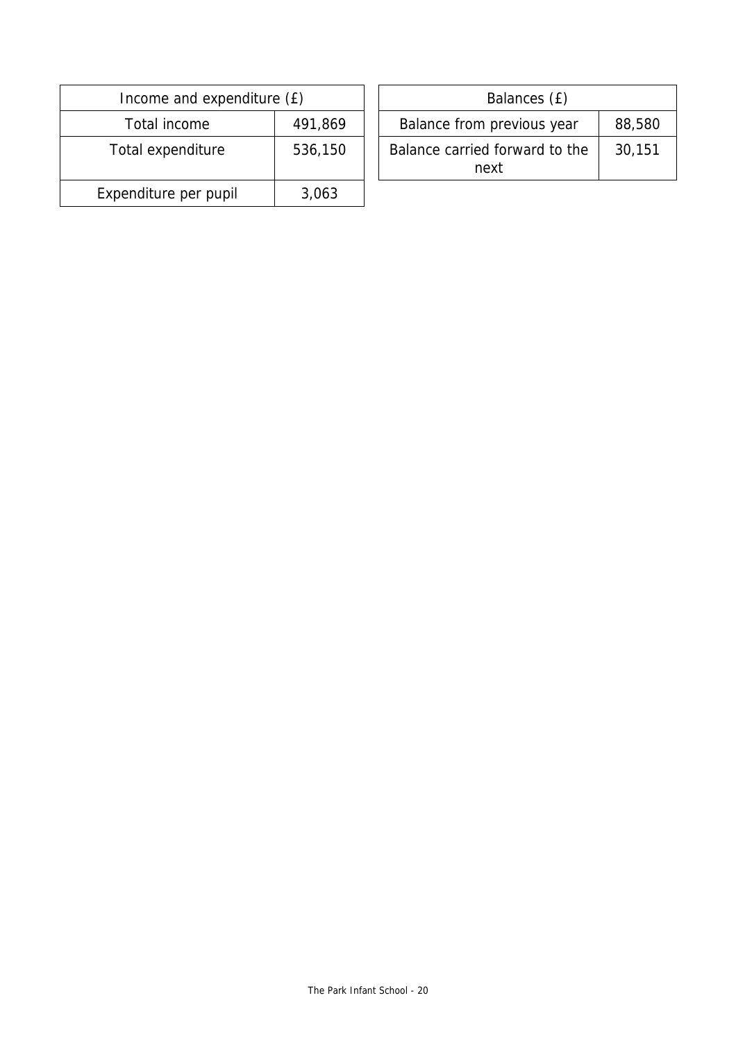| Income and expenditure (£) | |
| --- | --- |
| Total income | 491,869 |
| Total expenditure | 536,150 |
| Expenditure per pupil | 3,063 |

| Balances (£) | |
| --- | --- |
| Balance from previous year | 88,580 |
| Balance carried forward to the next | 30,151 |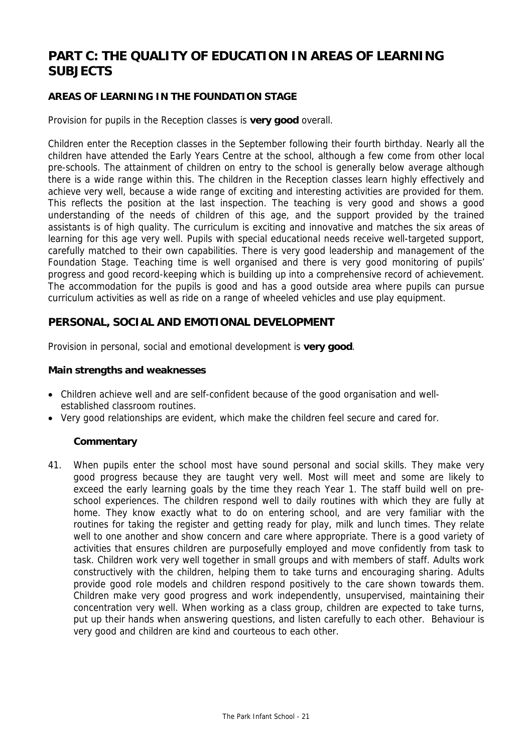# PART C: THE QUALITY OF EDUCATION IN AREAS OF LEARNING SUBJECTS

## AREAS OF LEARNING IN THE FOUNDATION STAGE

Provision for pupils in the Reception classes is **very good** overall.

Children enter the Reception classes in the September following their fourth birthday. Nearly all the children have attended the Early Years Centre at the school, although a few come from other local pre-schools. The attainment of children on entry to the school is generally below average although there is a wide range within this. The children in the Reception classes learn highly effectively and achieve very well, because a wide range of exciting and interesting activities are provided for them. This reflects the position at the last inspection. The teaching is very good and shows a good understanding of the needs of children of this age, and the support provided by the trained assistants is of high quality. The curriculum is exciting and innovative and matches the six areas of learning for this age very well. Pupils with special educational needs receive well-targeted support, carefully matched to their own capabilities. There is very good leadership and management of the Foundation Stage. Teaching time is well organised and there is very good monitoring of pupils' progress and good record-keeping which is building up into a comprehensive record of achievement. The accommodation for the pupils is good and has a good outside area where pupils can pursue curriculum activities as well as ride on a range of wheeled vehicles and use play equipment.

## PERSONAL, SOCIAL AND EMOTIONAL DEVELOPMENT

Provision in personal, social and emotional development is **very good**.

### Main strengths and weaknesses

- Children achieve well and are self-confident because of the good organisation and well-established classroom routines.
- Very good relationships are evident, which make the children feel secure and cared for.

#### Commentary

41. When pupils enter the school most have sound personal and social skills. They make very good progress because they are taught very well. Most will meet and some are likely to exceed the early learning goals by the time they reach Year 1. The staff build well on pre-school experiences. The children respond well to daily routines with which they are fully at home. They know exactly what to do on entering school, and are very familiar with the routines for taking the register and getting ready for play, milk and lunch times. They relate well to one another and show concern and care where appropriate. There is a good variety of activities that ensures children are purposefully employed and move confidently from task to task. Children work very well together in small groups and with members of staff. Adults work constructively with the children, helping them to take turns and encouraging sharing. Adults provide good role models and children respond positively to the care shown towards them. Children make very good progress and work independently, unsupervised, maintaining their concentration very well. When working as a class group, children are expected to take turns, put up their hands when answering questions, and listen carefully to each other. Behaviour is very good and children are kind and courteous to each other.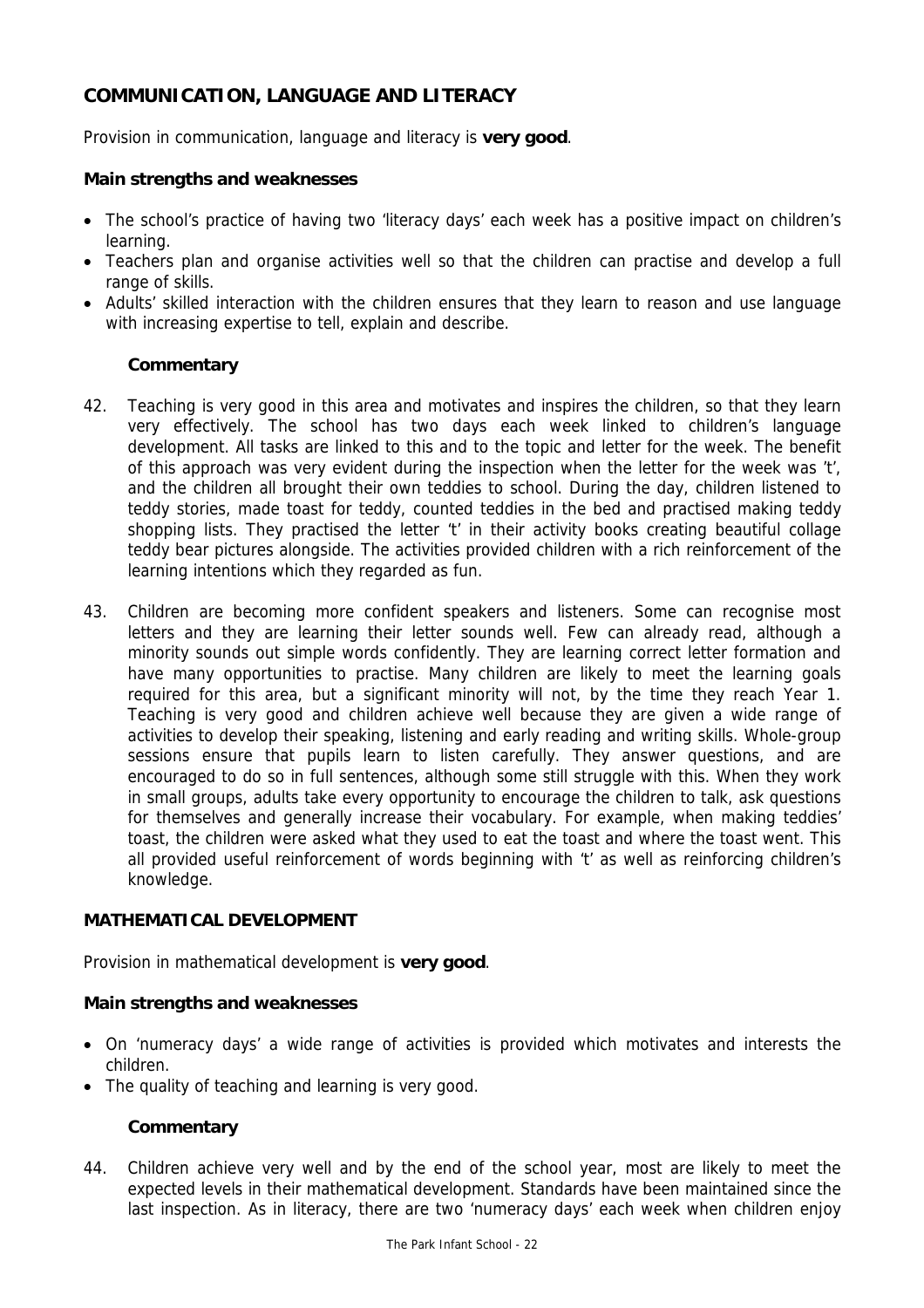## COMMUNICATION, LANGUAGE AND LITERACY

Provision in communication, language and literacy is **very good**.

**Main strengths and weaknesses**

- The school's practice of having two 'literacy days' each week has a positive impact on children's learning.
- Teachers plan and organise activities well so that the children can practise and develop a full range of skills.
- Adults' skilled interaction with the children ensures that they learn to reason and use language with increasing expertise to tell, explain and describe.

**Commentary**

42. Teaching is very good in this area and motivates and inspires the children, so that they learn very effectively. The school has two days each week linked to children's language development. All tasks are linked to this and to the topic and letter for the week. The benefit of this approach was very evident during the inspection when the letter for the week was 't', and the children all brought their own teddies to school. During the day, children listened to teddy stories, made toast for teddy, counted teddies in the bed and practised making teddy shopping lists. They practised the letter 't' in their activity books creating beautiful collage teddy bear pictures alongside. The activities provided children with a rich reinforcement of the learning intentions which they regarded as fun.

43. Children are becoming more confident speakers and listeners. Some can recognise most letters and they are learning their letter sounds well. Few can already read, although a minority sounds out simple words confidently. They are learning correct letter formation and have many opportunities to practise. Many children are likely to meet the learning goals required for this area, but a significant minority will not, by the time they reach Year 1. Teaching is very good and children achieve well because they are given a wide range of activities to develop their speaking, listening and early reading and writing skills. Whole-group sessions ensure that pupils learn to listen carefully. They answer questions, and are encouraged to do so in full sentences, although some still struggle with this. When they work in small groups, adults take every opportunity to encourage the children to talk, ask questions for themselves and generally increase their vocabulary. For example, when making teddies' toast, the children were asked what they used to eat the toast and where the toast went. This all provided useful reinforcement of words beginning with 't' as well as reinforcing children's knowledge.

## MATHEMATICAL DEVELOPMENT

Provision in mathematical development is **very good**.

**Main strengths and weaknesses**

- On 'numeracy days' a wide range of activities is provided which motivates and interests the children.
- The quality of teaching and learning is very good.

**Commentary**

44. Children achieve very well and by the end of the school year, most are likely to meet the expected levels in their mathematical development. Standards have been maintained since the last inspection. As in literacy, there are two 'numeracy days' each week when children enjoy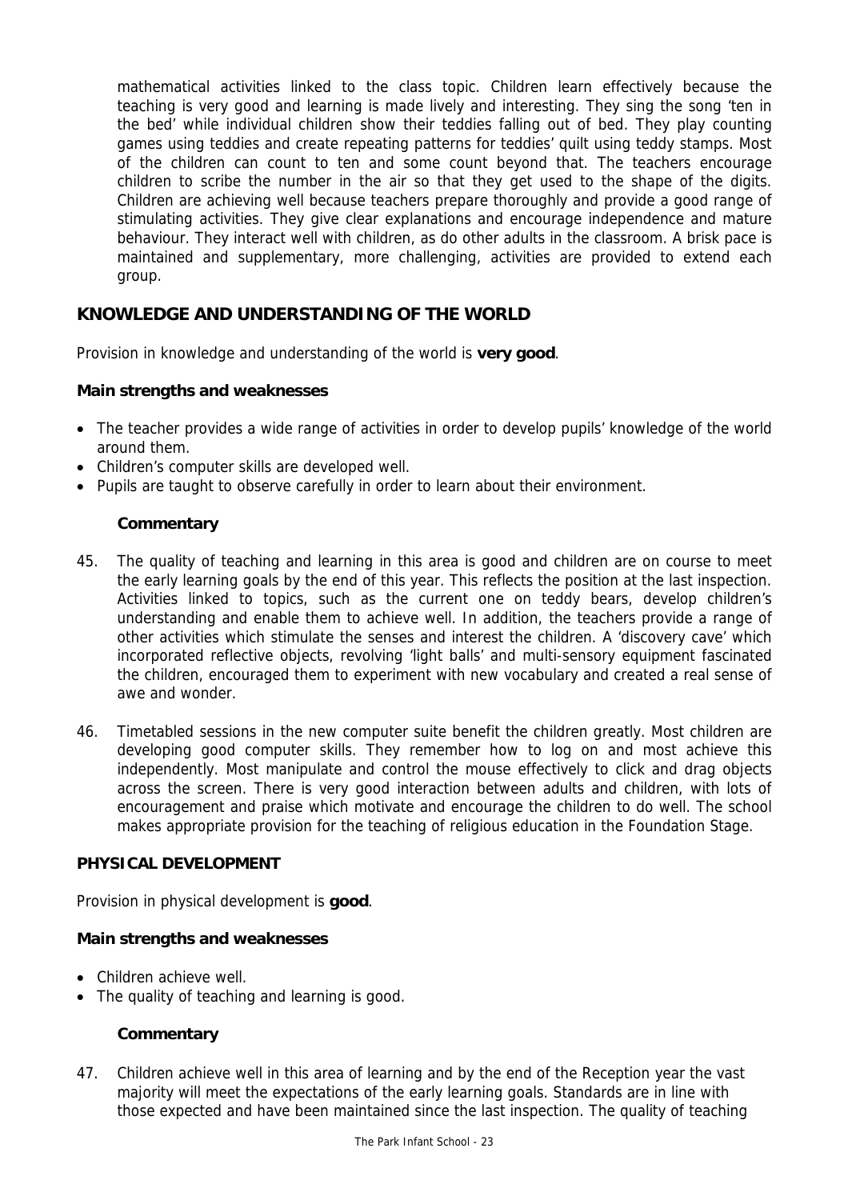mathematical activities linked to the class topic. Children learn effectively because the teaching is very good and learning is made lively and interesting. They sing the song 'ten in the bed' while individual children show their teddies falling out of bed. They play counting games using teddies and create repeating patterns for teddies' quilt using teddy stamps. Most of the children can count to ten and some count beyond that. The teachers encourage children to scribe the number in the air so that they get used to the shape of the digits. Children are achieving well because teachers prepare thoroughly and provide a good range of stimulating activities. They give clear explanations and encourage independence and mature behaviour. They interact well with children, as do other adults in the classroom. A brisk pace is maintained and supplementary, more challenging, activities are provided to extend each group.

## KNOWLEDGE AND UNDERSTANDING OF THE WORLD

Provision in knowledge and understanding of the world is **very good**.

### Main strengths and weaknesses

- The teacher provides a wide range of activities in order to develop pupils' knowledge of the world around them.
- Children's computer skills are developed well.
- Pupils are taught to observe carefully in order to learn about their environment.

#### Commentary

45. The quality of teaching and learning in this area is good and children are on course to meet the early learning goals by the end of this year. This reflects the position at the last inspection. Activities linked to topics, such as the current one on teddy bears, develop children's understanding and enable them to achieve well. In addition, the teachers provide a range of other activities which stimulate the senses and interest the children. A 'discovery cave' which incorporated reflective objects, revolving 'light balls' and multi-sensory equipment fascinated the children, encouraged them to experiment with new vocabulary and created a real sense of awe and wonder.

46. Timetabled sessions in the new computer suite benefit the children greatly. Most children are developing good computer skills. They remember how to log on and most achieve this independently. Most manipulate and control the mouse effectively to click and drag objects across the screen. There is very good interaction between adults and children, with lots of encouragement and praise which motivate and encourage the children to do well. The school makes appropriate provision for the teaching of religious education in the Foundation Stage.

## PHYSICAL DEVELOPMENT

Provision in physical development is **good**.

### Main strengths and weaknesses

- Children achieve well.
- The quality of teaching and learning is good.

#### Commentary

47. Children achieve well in this area of learning and by the end of the Reception year the vast majority will meet the expectations of the early learning goals. Standards are in line with those expected and have been maintained since the last inspection. The quality of teaching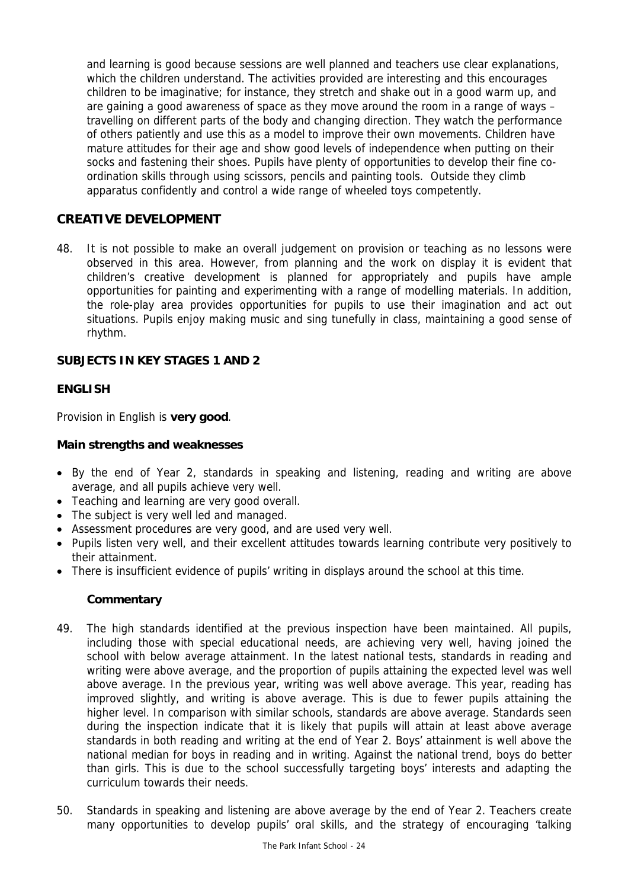and learning is good because sessions are well planned and teachers use clear explanations, which the children understand. The activities provided are interesting and this encourages children to be imaginative; for instance, they stretch and shake out in a good warm up, and are gaining a good awareness of space as they move around the room in a range of ways – travelling on different parts of the body and changing direction. They watch the performance of others patiently and use this as a model to improve their own movements. Children have mature attitudes for their age and show good levels of independence when putting on their socks and fastening their shoes. Pupils have plenty of opportunities to develop their fine co-ordination skills through using scissors, pencils and painting tools. Outside they climb apparatus confidently and control a wide range of wheeled toys competently.

## CREATIVE DEVELOPMENT

48. It is not possible to make an overall judgement on provision or teaching as no lessons were observed in this area. However, from planning and the work on display it is evident that children's creative development is planned for appropriately and pupils have ample opportunities for painting and experimenting with a range of modelling materials. In addition, the role-play area provides opportunities for pupils to use their imagination and act out situations. Pupils enjoy making music and sing tunefully in class, maintaining a good sense of rhythm.

### SUBJECTS IN KEY STAGES 1 AND 2

### ENGLISH

Provision in English is **very good**.

**Main strengths and weaknesses**

- By the end of Year 2, standards in speaking and listening, reading and writing are above average, and all pupils achieve very well.
- Teaching and learning are very good overall.
- The subject is very well led and managed.
- Assessment procedures are very good, and are used very well.
- Pupils listen very well, and their excellent attitudes towards learning contribute very positively to their attainment.
- There is insufficient evidence of pupils' writing in displays around the school at this time.

**Commentary**

49. The high standards identified at the previous inspection have been maintained. All pupils, including those with special educational needs, are achieving very well, having joined the school with below average attainment. In the latest national tests, standards in reading and writing were above average, and the proportion of pupils attaining the expected level was well above average. In the previous year, writing was well above average. This year, reading has improved slightly, and writing is above average. This is due to fewer pupils attaining the higher level. In comparison with similar schools, standards are above average. Standards seen during the inspection indicate that it is likely that pupils will attain at least above average standards in both reading and writing at the end of Year 2. Boys' attainment is well above the national median for boys in reading and in writing. Against the national trend, boys do better than girls. This is due to the school successfully targeting boys' interests and adapting the curriculum towards their needs.

50. Standards in speaking and listening are above average by the end of Year 2. Teachers create many opportunities to develop pupils' oral skills, and the strategy of encouraging 'talking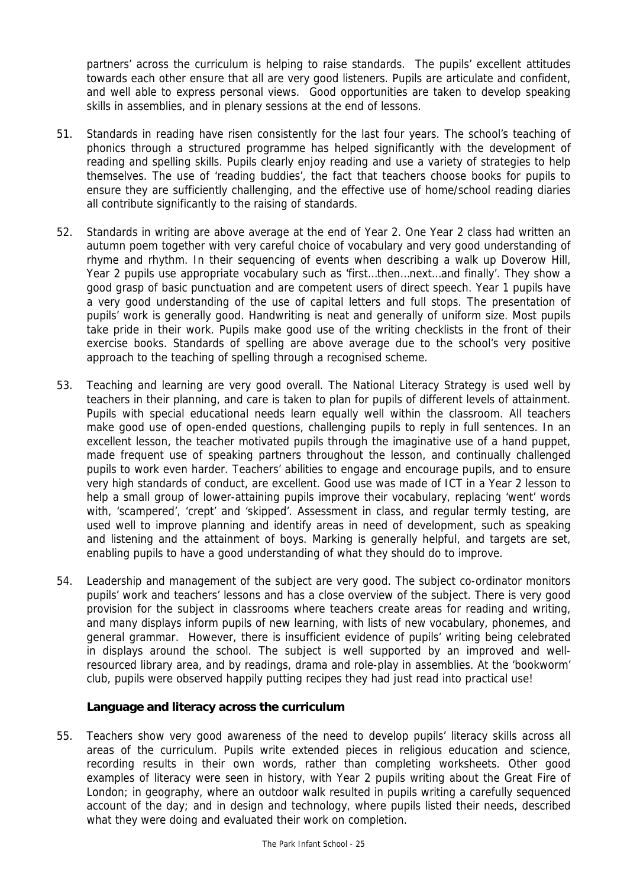partners' across the curriculum is helping to raise standards. The pupils' excellent attitudes towards each other ensure that all are very good listeners. Pupils are articulate and confident, and well able to express personal views. Good opportunities are taken to develop speaking skills in assemblies, and in plenary sessions at the end of lessons.

51. Standards in reading have risen consistently for the last four years. The school's teaching of phonics through a structured programme has helped significantly with the development of reading and spelling skills. Pupils clearly enjoy reading and use a variety of strategies to help themselves. The use of 'reading buddies', the fact that teachers choose books for pupils to ensure they are sufficiently challenging, and the effective use of home/school reading diaries all contribute significantly to the raising of standards.

52. Standards in writing are above average at the end of Year 2. One Year 2 class had written an autumn poem together with very careful choice of vocabulary and very good understanding of rhyme and rhythm. In their sequencing of events when describing a walk up Doverow Hill, Year 2 pupils use appropriate vocabulary such as 'first…then…next…and finally'. They show a good grasp of basic punctuation and are competent users of direct speech. Year 1 pupils have a very good understanding of the use of capital letters and full stops. The presentation of pupils' work is generally good. Handwriting is neat and generally of uniform size. Most pupils take pride in their work. Pupils make good use of the writing checklists in the front of their exercise books. Standards of spelling are above average due to the school's very positive approach to the teaching of spelling through a recognised scheme.

53. Teaching and learning are very good overall. The National Literacy Strategy is used well by teachers in their planning, and care is taken to plan for pupils of different levels of attainment. Pupils with special educational needs learn equally well within the classroom. All teachers make good use of open-ended questions, challenging pupils to reply in full sentences. In an excellent lesson, the teacher motivated pupils through the imaginative use of a hand puppet, made frequent use of speaking partners throughout the lesson, and continually challenged pupils to work even harder. Teachers' abilities to engage and encourage pupils, and to ensure very high standards of conduct, are excellent. Good use was made of ICT in a Year 2 lesson to help a small group of lower-attaining pupils improve their vocabulary, replacing 'went' words with, 'scampered', 'crept' and 'skipped'. Assessment in class, and regular termly testing, are used well to improve planning and identify areas in need of development, such as speaking and listening and the attainment of boys. Marking is generally helpful, and targets are set, enabling pupils to have a good understanding of what they should do to improve.

54. Leadership and management of the subject are very good. The subject co-ordinator monitors pupils' work and teachers' lessons and has a close overview of the subject. There is very good provision for the subject in classrooms where teachers create areas for reading and writing, and many displays inform pupils of new learning, with lists of new vocabulary, phonemes, and general grammar. However, there is insufficient evidence of pupils' writing being celebrated in displays around the school. The subject is well supported by an improved and well-resourced library area, and by readings, drama and role-play in assemblies. At the 'bookworm' club, pupils were observed happily putting recipes they had just read into practical use!

### Language and literacy across the curriculum

55. Teachers show very good awareness of the need to develop pupils' literacy skills across all areas of the curriculum. Pupils write extended pieces in religious education and science, recording results in their own words, rather than completing worksheets. Other good examples of literacy were seen in history, with Year 2 pupils writing about the Great Fire of London; in geography, where an outdoor walk resulted in pupils writing a carefully sequenced account of the day; and in design and technology, where pupils listed their needs, described what they were doing and evaluated their work on completion.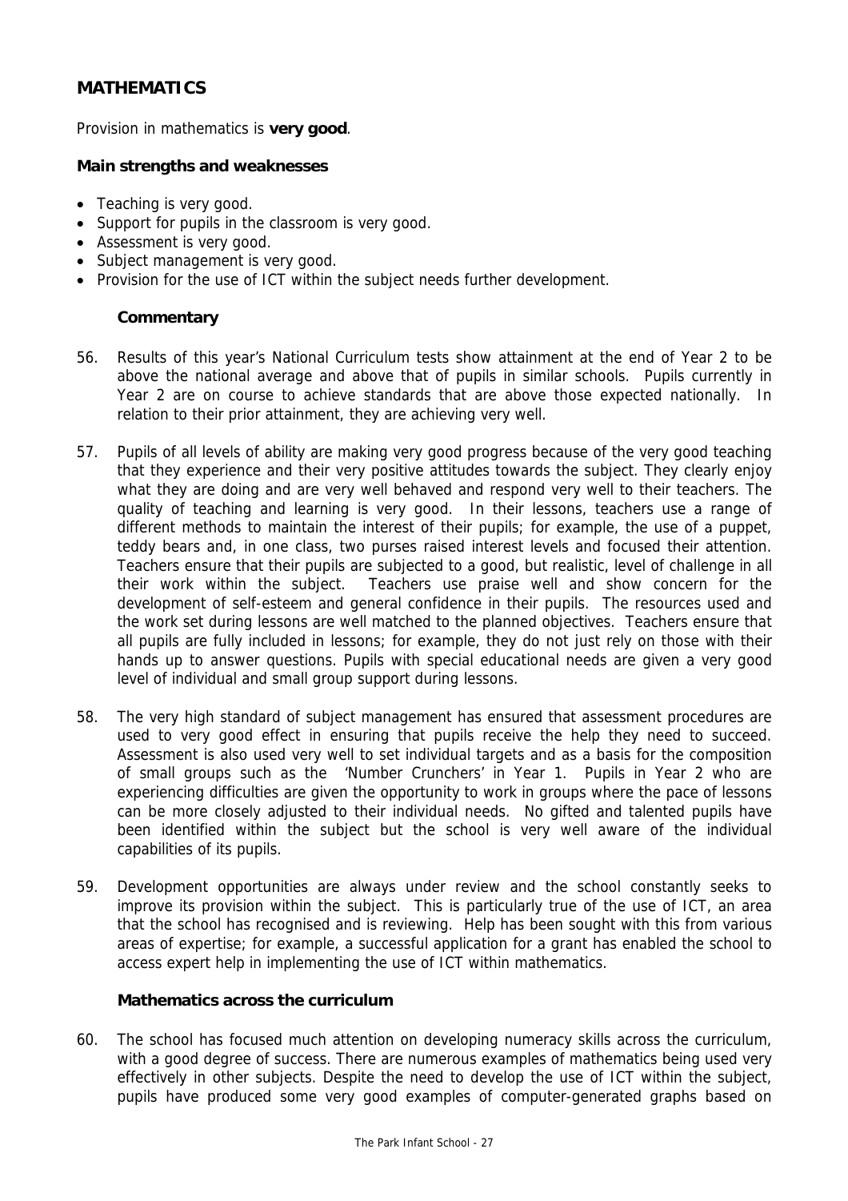## MATHEMATICS

Provision in mathematics is **very good**.

**Main strengths and weaknesses**

- Teaching is very good.
- Support for pupils in the classroom is very good.
- Assessment is very good.
- Subject management is very good.
- Provision for the use of ICT within the subject needs further development.

**Commentary**

56. Results of this year's National Curriculum tests show attainment at the end of Year 2 to be above the national average and above that of pupils in similar schools. Pupils currently in Year 2 are on course to achieve standards that are above those expected nationally. In relation to their prior attainment, they are achieving very well.

57. Pupils of all levels of ability are making very good progress because of the very good teaching that they experience and their very positive attitudes towards the subject. They clearly enjoy what they are doing and are very well behaved and respond very well to their teachers. The quality of teaching and learning is very good. In their lessons, teachers use a range of different methods to maintain the interest of their pupils; for example, the use of a puppet, teddy bears and, in one class, two purses raised interest levels and focused their attention. Teachers ensure that their pupils are subjected to a good, but realistic, level of challenge in all their work within the subject. Teachers use praise well and show concern for the development of self-esteem and general confidence in their pupils. The resources used and the work set during lessons are well matched to the planned objectives. Teachers ensure that all pupils are fully included in lessons; for example, they do not just rely on those with their hands up to answer questions. Pupils with special educational needs are given a very good level of individual and small group support during lessons.

58. The very high standard of subject management has ensured that assessment procedures are used to very good effect in ensuring that pupils receive the help they need to succeed. Assessment is also used very well to set individual targets and as a basis for the composition of small groups such as the 'Number Crunchers' in Year 1. Pupils in Year 2 who are experiencing difficulties are given the opportunity to work in groups where the pace of lessons can be more closely adjusted to their individual needs. No gifted and talented pupils have been identified within the subject but the school is very well aware of the individual capabilities of its pupils.

59. Development opportunities are always under review and the school constantly seeks to improve its provision within the subject. This is particularly true of the use of ICT, an area that the school has recognised and is reviewing. Help has been sought with this from various areas of expertise; for example, a successful application for a grant has enabled the school to access expert help in implementing the use of ICT within mathematics.

**Mathematics across the curriculum**

60. The school has focused much attention on developing numeracy skills across the curriculum, with a good degree of success. There are numerous examples of mathematics being used very effectively in other subjects. Despite the need to develop the use of ICT within the subject, pupils have produced some very good examples of computer-generated graphs based on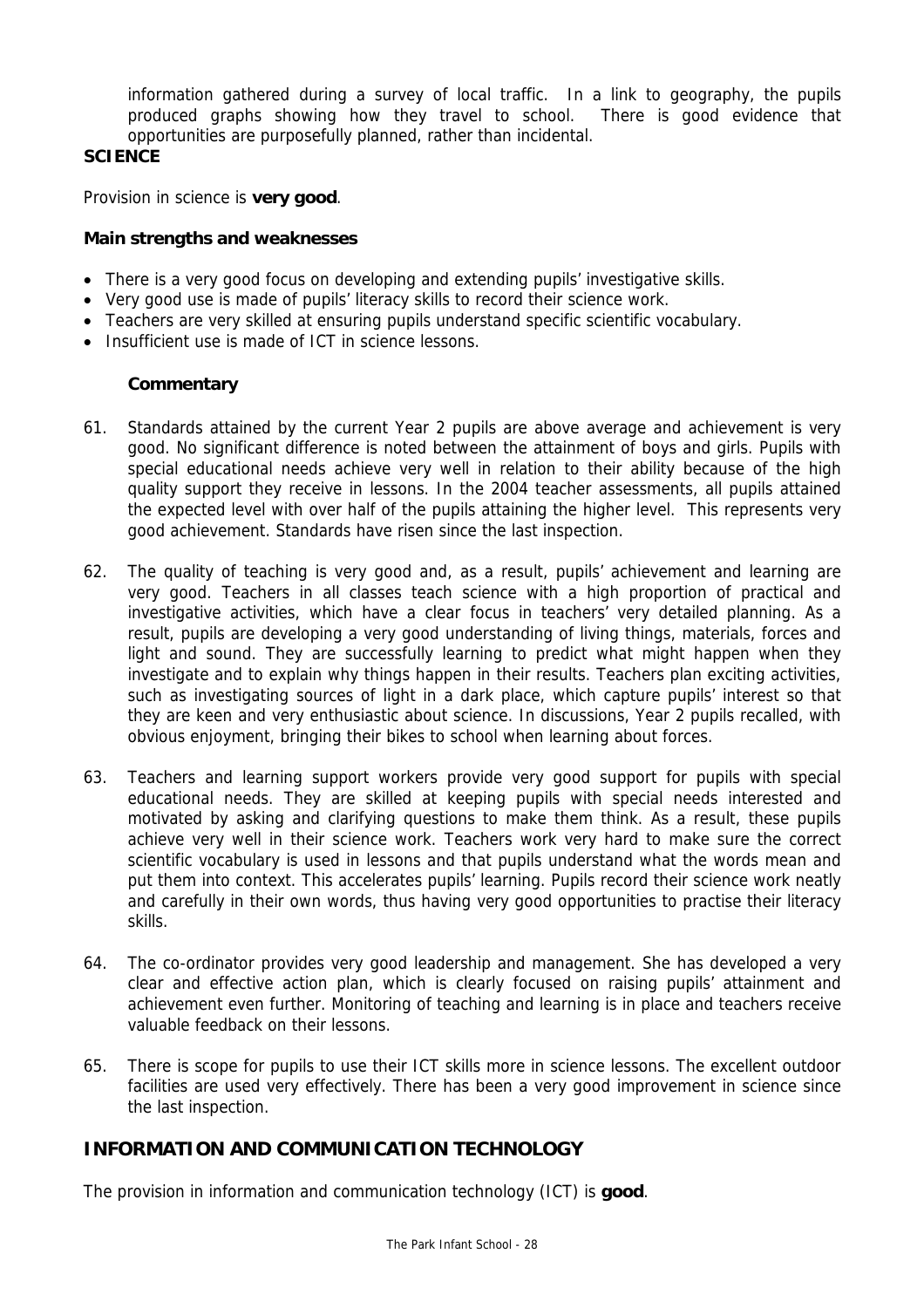information gathered during a survey of local traffic. In a link to geography, the pupils produced graphs showing how they travel to school. There is good evidence that opportunities are purposefully planned, rather than incidental.

**SCIENCE**

Provision in science is **very good**.

**Main strengths and weaknesses**

- There is a very good focus on developing and extending pupils' investigative skills.
- Very good use is made of pupils' literacy skills to record their science work.
- Teachers are very skilled at ensuring pupils understand specific scientific vocabulary.
- Insufficient use is made of ICT in science lessons.

**Commentary**

61. Standards attained by the current Year 2 pupils are above average and achievement is very good. No significant difference is noted between the attainment of boys and girls. Pupils with special educational needs achieve very well in relation to their ability because of the high quality support they receive in lessons. In the 2004 teacher assessments, all pupils attained the expected level with over half of the pupils attaining the higher level. This represents very good achievement. Standards have risen since the last inspection.

62. The quality of teaching is very good and, as a result, pupils' achievement and learning are very good. Teachers in all classes teach science with a high proportion of practical and investigative activities, which have a clear focus in teachers' very detailed planning. As a result, pupils are developing a very good understanding of living things, materials, forces and light and sound. They are successfully learning to predict what might happen when they investigate and to explain why things happen in their results. Teachers plan exciting activities, such as investigating sources of light in a dark place, which capture pupils' interest so that they are keen and very enthusiastic about science. In discussions, Year 2 pupils recalled, with obvious enjoyment, bringing their bikes to school when learning about forces.

63. Teachers and learning support workers provide very good support for pupils with special educational needs. They are skilled at keeping pupils with special needs interested and motivated by asking and clarifying questions to make them think. As a result, these pupils achieve very well in their science work. Teachers work very hard to make sure the correct scientific vocabulary is used in lessons and that pupils understand what the words mean and put them into context. This accelerates pupils' learning. Pupils record their science work neatly and carefully in their own words, thus having very good opportunities to practise their literacy skills.

64. The co-ordinator provides very good leadership and management. She has developed a very clear and effective action plan, which is clearly focused on raising pupils' attainment and achievement even further. Monitoring of teaching and learning is in place and teachers receive valuable feedback on their lessons.

65. There is scope for pupils to use their ICT skills more in science lessons. The excellent outdoor facilities are used very effectively. There has been a very good improvement in science since the last inspection.

## INFORMATION AND COMMUNICATION TECHNOLOGY

The provision in information and communication technology (ICT) is **good**.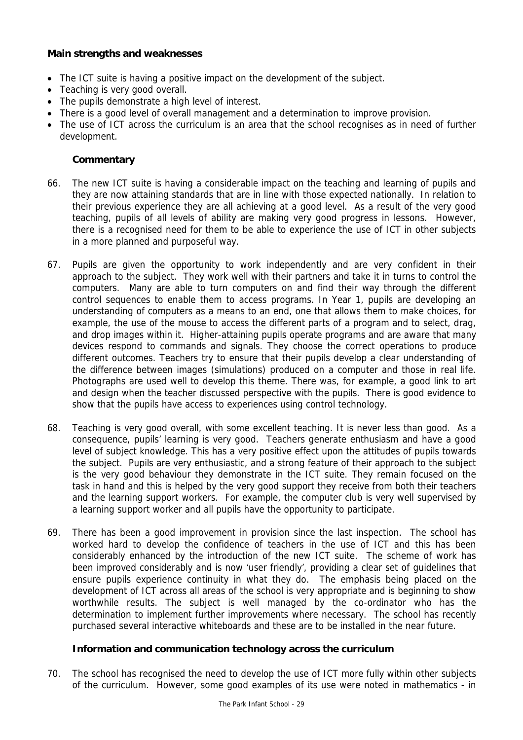**Main strengths and weaknesses**

- The ICT suite is having a positive impact on the development of the subject.
- Teaching is very good overall.
- The pupils demonstrate a high level of interest.
- There is a good level of overall management and a determination to improve provision.
- The use of ICT across the curriculum is an area that the school recognises as in need of further development.

**Commentary**

66. The new ICT suite is having a considerable impact on the teaching and learning of pupils and they are now attaining standards that are in line with those expected nationally. In relation to their previous experience they are all achieving at a good level. As a result of the very good teaching, pupils of all levels of ability are making very good progress in lessons. However, there is a recognised need for them to be able to experience the use of ICT in other subjects in a more planned and purposeful way.

67. Pupils are given the opportunity to work independently and are very confident in their approach to the subject. They work well with their partners and take it in turns to control the computers. Many are able to turn computers on and find their way through the different control sequences to enable them to access programs. In Year 1, pupils are developing an understanding of computers as a means to an end, one that allows them to make choices, for example, the use of the mouse to access the different parts of a program and to select, drag, and drop images within it. Higher-attaining pupils operate programs and are aware that many devices respond to commands and signals. They choose the correct operations to produce different outcomes. Teachers try to ensure that their pupils develop a clear understanding of the difference between images (simulations) produced on a computer and those in real life. Photographs are used well to develop this theme. There was, for example, a good link to art and design when the teacher discussed perspective with the pupils. There is good evidence to show that the pupils have access to experiences using control technology.

68. Teaching is very good overall, with some excellent teaching. It is never less than good. As a consequence, pupils' learning is very good. Teachers generate enthusiasm and have a good level of subject knowledge. This has a very positive effect upon the attitudes of pupils towards the subject. Pupils are very enthusiastic, and a strong feature of their approach to the subject is the very good behaviour they demonstrate in the ICT suite. They remain focused on the task in hand and this is helped by the very good support they receive from both their teachers and the learning support workers. For example, the computer club is very well supervised by a learning support worker and all pupils have the opportunity to participate.

69. There has been a good improvement in provision since the last inspection. The school has worked hard to develop the confidence of teachers in the use of ICT and this has been considerably enhanced by the introduction of the new ICT suite. The scheme of work has been improved considerably and is now 'user friendly', providing a clear set of guidelines that ensure pupils experience continuity in what they do. The emphasis being placed on the development of ICT across all areas of the school is very appropriate and is beginning to show worthwhile results. The subject is well managed by the co-ordinator who has the determination to implement further improvements where necessary. The school has recently purchased several interactive whiteboards and these are to be installed in the near future.

**Information and communication technology across the curriculum**

70. The school has recognised the need to develop the use of ICT more fully within other subjects of the curriculum. However, some good examples of its use were noted in mathematics - in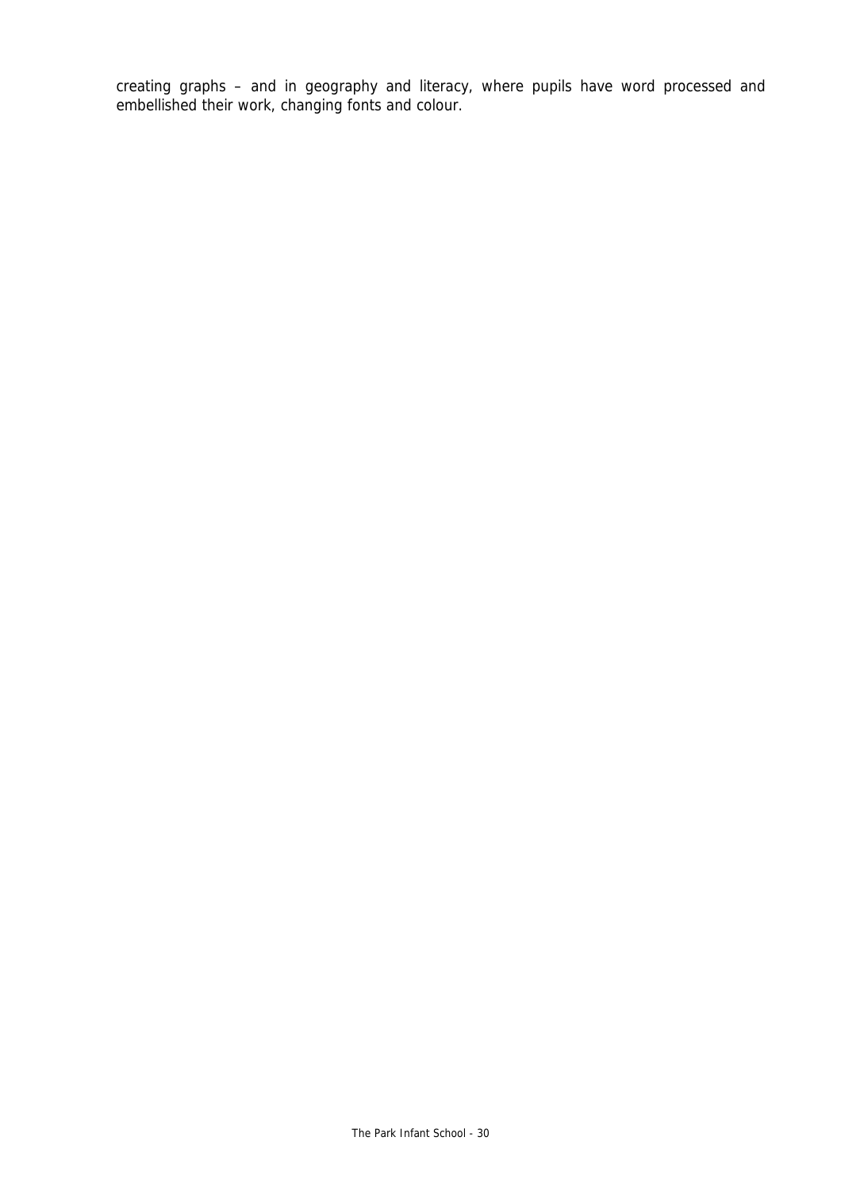creating graphs – and in geography and literacy, where pupils have word processed and embellished their work, changing fonts and colour.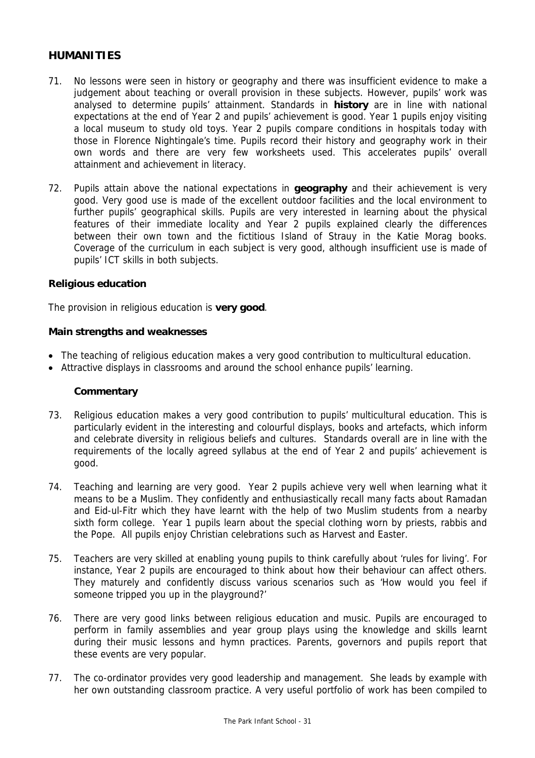## HUMANITIES

71. No lessons were seen in history or geography and there was insufficient evidence to make a judgement about teaching or overall provision in these subjects. However, pupils' work was analysed to determine pupils' attainment. Standards in **history** are in line with national expectations at the end of Year 2 and pupils' achievement is good. Year 1 pupils enjoy visiting a local museum to study old toys. Year 2 pupils compare conditions in hospitals today with those in Florence Nightingale's time. Pupils record their history and geography work in their own words and there are very few worksheets used. This accelerates pupils' overall attainment and achievement in literacy.

72. Pupils attain above the national expectations in **geography** and their achievement is very good. Very good use is made of the excellent outdoor facilities and the local environment to further pupils' geographical skills. Pupils are very interested in learning about the physical features of their immediate locality and Year 2 pupils explained clearly the differences between their own town and the fictitious Island of Strauy in the Katie Morag books. Coverage of the curriculum in each subject is very good, although insufficient use is made of pupils' ICT skills in both subjects.

### Religious education

The provision in religious education is **very good**.

#### Main strengths and weaknesses

- The teaching of religious education makes a very good contribution to multicultural education.
- Attractive displays in classrooms and around the school enhance pupils' learning.

#### Commentary

73. Religious education makes a very good contribution to pupils' multicultural education. This is particularly evident in the interesting and colourful displays, books and artefacts, which inform and celebrate diversity in religious beliefs and cultures. Standards overall are in line with the requirements of the locally agreed syllabus at the end of Year 2 and pupils' achievement is good.

74. Teaching and learning are very good. Year 2 pupils achieve very well when learning what it means to be a Muslim. They confidently and enthusiastically recall many facts about Ramadan and Eid-ul-Fitr which they have learnt with the help of two Muslim students from a nearby sixth form college. Year 1 pupils learn about the special clothing worn by priests, rabbis and the Pope. All pupils enjoy Christian celebrations such as Harvest and Easter.

75. Teachers are very skilled at enabling young pupils to think carefully about 'rules for living'. For instance, Year 2 pupils are encouraged to think about how their behaviour can affect others. They maturely and confidently discuss various scenarios such as 'How would you feel if someone tripped you up in the playground?'

76. There are very good links between religious education and music. Pupils are encouraged to perform in family assemblies and year group plays using the knowledge and skills learnt during their music lessons and hymn practices. Parents, governors and pupils report that these events are very popular.

77. The co-ordinator provides very good leadership and management. She leads by example with her own outstanding classroom practice. A very useful portfolio of work has been compiled to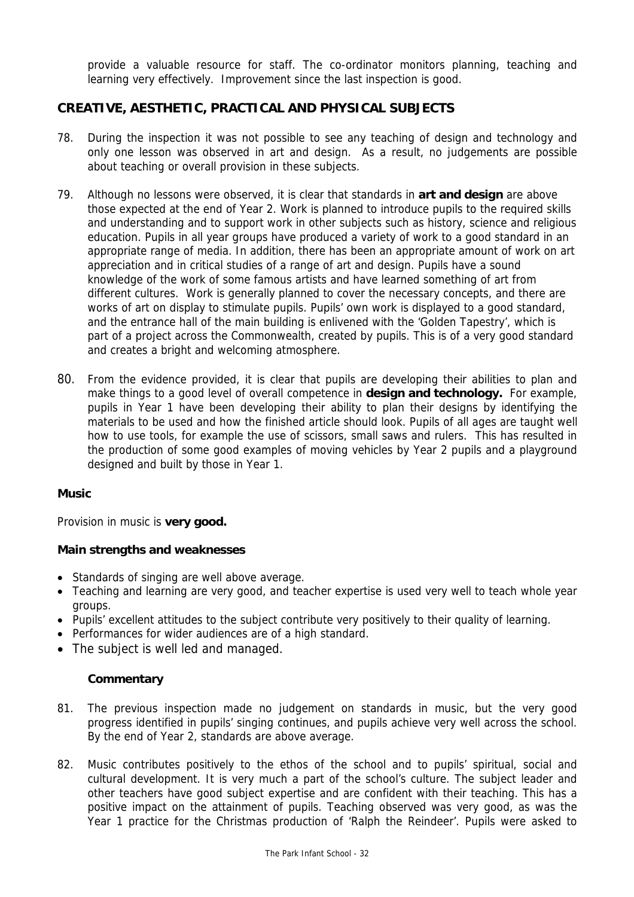provide a valuable resource for staff. The co-ordinator monitors planning, teaching and learning very effectively. Improvement since the last inspection is good.

## CREATIVE, AESTHETIC, PRACTICAL AND PHYSICAL SUBJECTS

78. During the inspection it was not possible to see any teaching of design and technology and only one lesson was observed in art and design. As a result, no judgements are possible about teaching or overall provision in these subjects.

79. Although no lessons were observed, it is clear that standards in **art and design** are above those expected at the end of Year 2. Work is planned to introduce pupils to the required skills and understanding and to support work in other subjects such as history, science and religious education. Pupils in all year groups have produced a variety of work to a good standard in an appropriate range of media. In addition, there has been an appropriate amount of work on art appreciation and in critical studies of a range of art and design. Pupils have a sound knowledge of the work of some famous artists and have learned something of art from different cultures. Work is generally planned to cover the necessary concepts, and there are works of art on display to stimulate pupils. Pupils' own work is displayed to a good standard, and the entrance hall of the main building is enlivened with the 'Golden Tapestry', which is part of a project across the Commonwealth, created by pupils. This is of a very good standard and creates a bright and welcoming atmosphere.

80. From the evidence provided, it is clear that pupils are developing their abilities to plan and make things to a good level of overall competence in **design and technology.** For example, pupils in Year 1 have been developing their ability to plan their designs by identifying the materials to be used and how the finished article should look. Pupils of all ages are taught well how to use tools, for example the use of scissors, small saws and rulers. This has resulted in the production of some good examples of moving vehicles by Year 2 pupils and a playground designed and built by those in Year 1.

### Music

Provision in music is **very good.**

#### Main strengths and weaknesses

- Standards of singing are well above average.
- Teaching and learning are very good, and teacher expertise is used very well to teach whole year groups.
- Pupils' excellent attitudes to the subject contribute very positively to their quality of learning.
- Performances for wider audiences are of a high standard.
- The subject is well led and managed.

#### Commentary

81. The previous inspection made no judgement on standards in music, but the very good progress identified in pupils' singing continues, and pupils achieve very well across the school. By the end of Year 2, standards are above average.

82. Music contributes positively to the ethos of the school and to pupils' spiritual, social and cultural development. It is very much a part of the school's culture. The subject leader and other teachers have good subject expertise and are confident with their teaching. This has a positive impact on the attainment of pupils. Teaching observed was very good, as was the Year 1 practice for the Christmas production of 'Ralph the Reindeer'. Pupils were asked to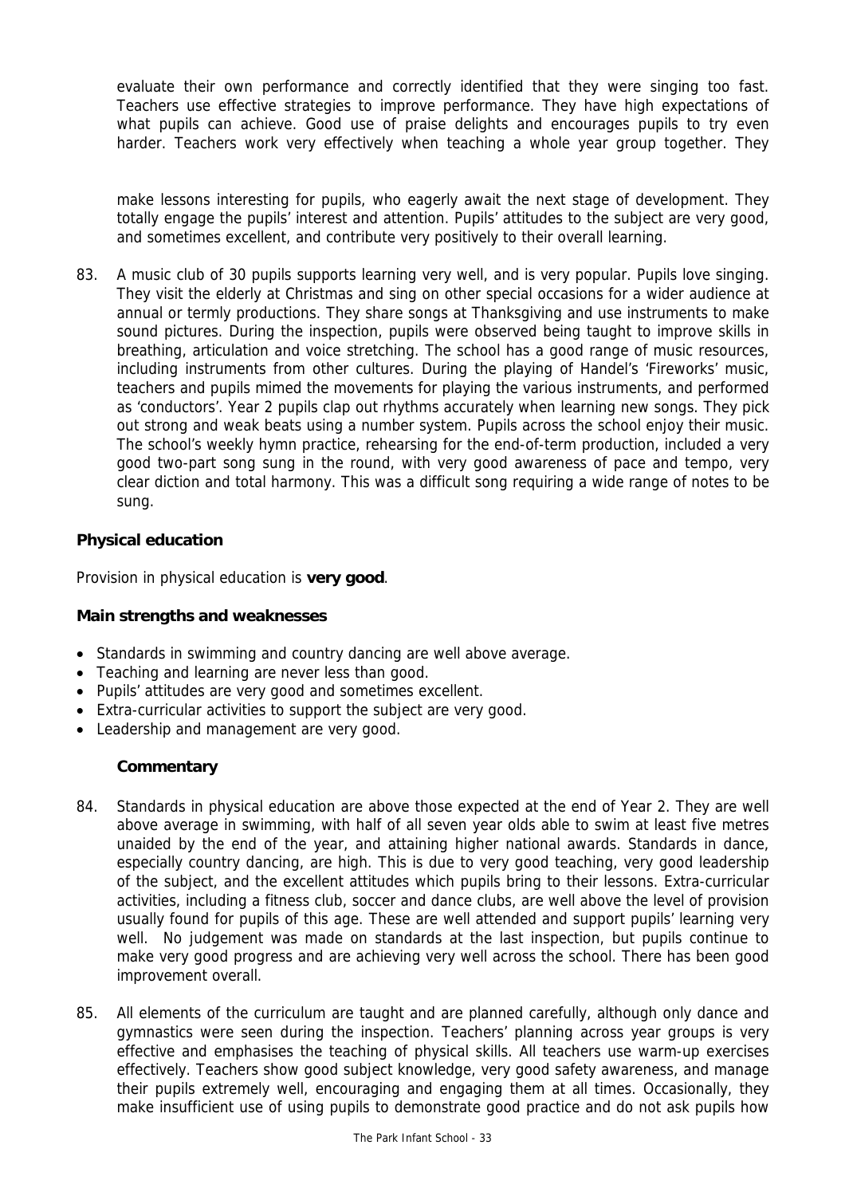evaluate their own performance and correctly identified that they were singing too fast. Teachers use effective strategies to improve performance. They have high expectations of what pupils can achieve. Good use of praise delights and encourages pupils to try even harder. Teachers work very effectively when teaching a whole year group together. They

make lessons interesting for pupils, who eagerly await the next stage of development. They totally engage the pupils' interest and attention. Pupils' attitudes to the subject are very good, and sometimes excellent, and contribute very positively to their overall learning.

83. A music club of 30 pupils supports learning very well, and is very popular. Pupils love singing. They visit the elderly at Christmas and sing on other special occasions for a wider audience at annual or termly productions. They share songs at Thanksgiving and use instruments to make sound pictures. During the inspection, pupils were observed being taught to improve skills in breathing, articulation and voice stretching. The school has a good range of music resources, including instruments from other cultures. During the playing of Handel's 'Fireworks' music, teachers and pupils mimed the movements for playing the various instruments, and performed as 'conductors'. Year 2 pupils clap out rhythms accurately when learning new songs. They pick out strong and weak beats using a number system. Pupils across the school enjoy their music. The school's weekly hymn practice, rehearsing for the end-of-term production, included a very good two-part song sung in the round, with very good awareness of pace and tempo, very clear diction and total harmony. This was a difficult song requiring a wide range of notes to be sung.

### Physical education

Provision in physical education is **very good**.

#### Main strengths and weaknesses

- Standards in swimming and country dancing are well above average.
- Teaching and learning are never less than good.
- Pupils' attitudes are very good and sometimes excellent.
- Extra-curricular activities to support the subject are very good.
- Leadership and management are very good.

#### Commentary

84. Standards in physical education are above those expected at the end of Year 2. They are well above average in swimming, with half of all seven year olds able to swim at least five metres unaided by the end of the year, and attaining higher national awards. Standards in dance, especially country dancing, are high. This is due to very good teaching, very good leadership of the subject, and the excellent attitudes which pupils bring to their lessons. Extra-curricular activities, including a fitness club, soccer and dance clubs, are well above the level of provision usually found for pupils of this age. These are well attended and support pupils' learning very well. No judgement was made on standards at the last inspection, but pupils continue to make very good progress and are achieving very well across the school. There has been good improvement overall.

85. All elements of the curriculum are taught and are planned carefully, although only dance and gymnastics were seen during the inspection. Teachers' planning across year groups is very effective and emphasises the teaching of physical skills. All teachers use warm-up exercises effectively. Teachers show good subject knowledge, very good safety awareness, and manage their pupils extremely well, encouraging and engaging them at all times. Occasionally, they make insufficient use of using pupils to demonstrate good practice and do not ask pupils how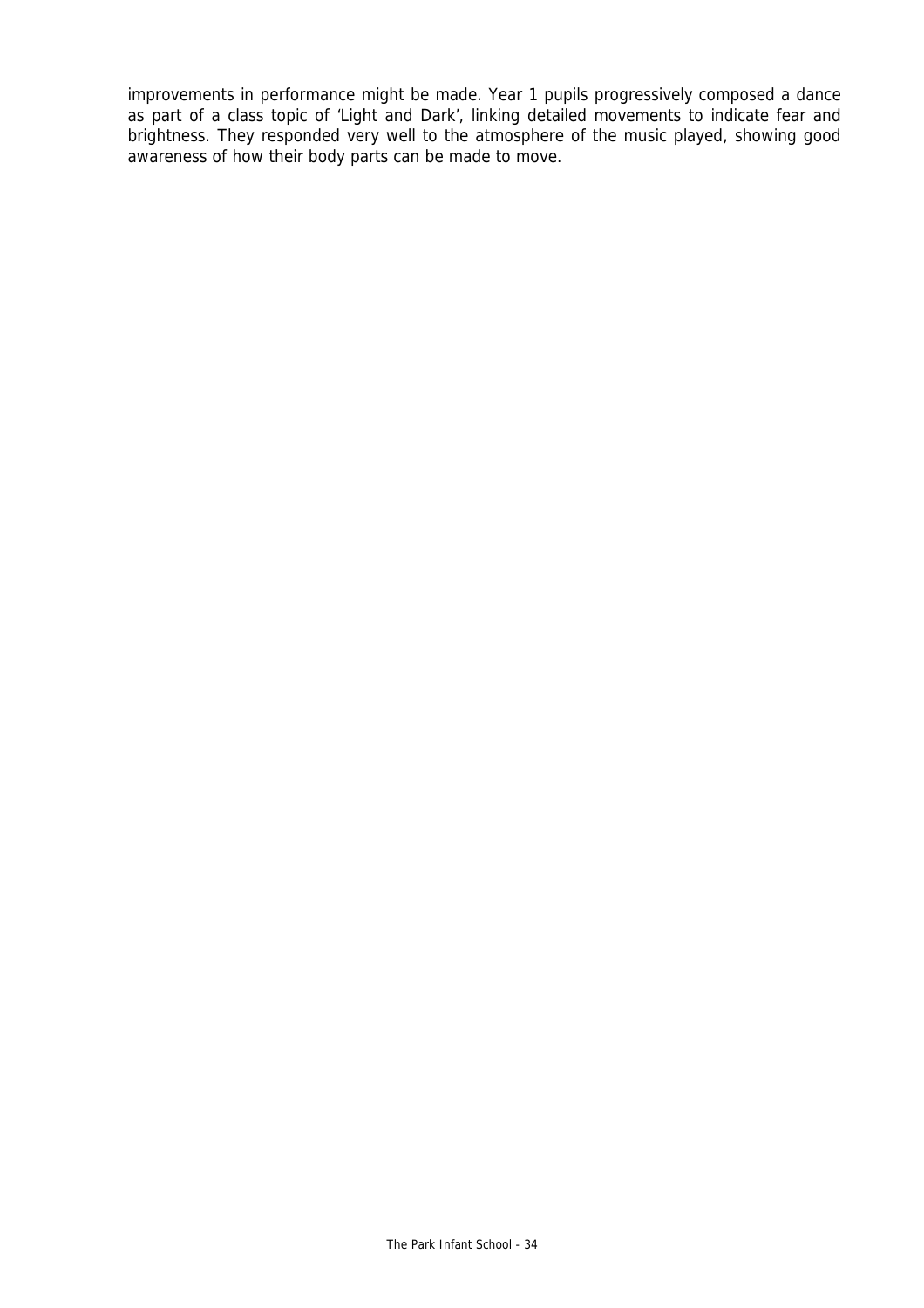improvements in performance might be made. Year 1 pupils progressively composed a dance as part of a class topic of 'Light and Dark', linking detailed movements to indicate fear and brightness. They responded very well to the atmosphere of the music played, showing good awareness of how their body parts can be made to move.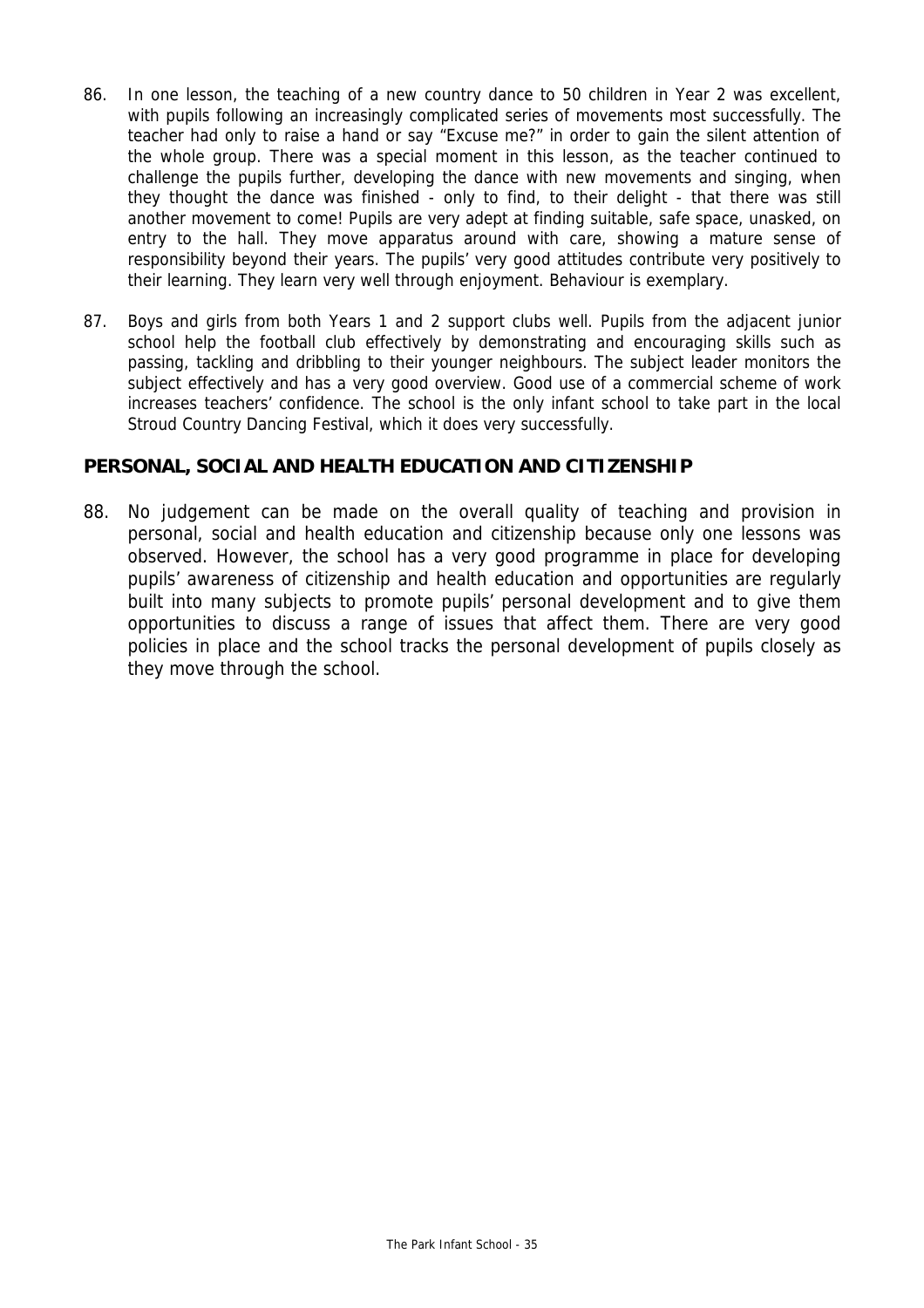86. In one lesson, the teaching of a new country dance to 50 children in Year 2 was excellent, with pupils following an increasingly complicated series of movements most successfully. The teacher had only to raise a hand or say "Excuse me?" in order to gain the silent attention of the whole group. There was a special moment in this lesson, as the teacher continued to challenge the pupils further, developing the dance with new movements and singing, when they thought the dance was finished - only to find, to their delight - that there was still another movement to come! Pupils are very adept at finding suitable, safe space, unasked, on entry to the hall. They move apparatus around with care, showing a mature sense of responsibility beyond their years. The pupils' very good attitudes contribute very positively to their learning. They learn very well through enjoyment. Behaviour is exemplary.

87. Boys and girls from both Years 1 and 2 support clubs well. Pupils from the adjacent junior school help the football club effectively by demonstrating and encouraging skills such as passing, tackling and dribbling to their younger neighbours. The subject leader monitors the subject effectively and has a very good overview. Good use of a commercial scheme of work increases teachers' confidence. The school is the only infant school to take part in the local Stroud Country Dancing Festival, which it does very successfully.

## PERSONAL, SOCIAL AND HEALTH EDUCATION AND CITIZENSHIP

88. No judgement can be made on the overall quality of teaching and provision in personal, social and health education and citizenship because only one lessons was observed. However, the school has a very good programme in place for developing pupils' awareness of citizenship and health education and opportunities are regularly built into many subjects to promote pupils' personal development and to give them opportunities to discuss a range of issues that affect them. There are very good policies in place and the school tracks the personal development of pupils closely as they move through the school.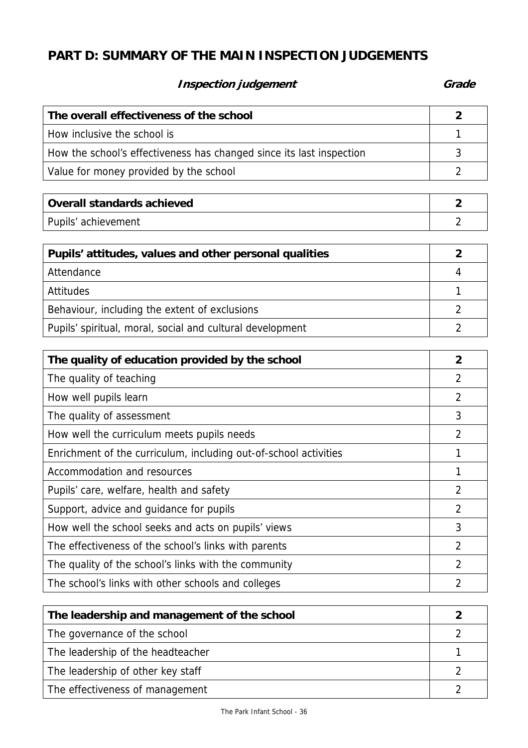## PART D: SUMMARY OF THE MAIN INSPECTION JUDGEMENTS

| *Inspection judgement* | *Grade* |
|---|---|
| **The overall effectiveness of the school** | **2** |
| How inclusive the school is | 1 |
| How the school's effectiveness has changed since its last inspection | 3 |
| Value for money provided by the school | 2 |

| | |
|---|---|
| **Overall standards achieved** | **2** |
| Pupils' achievement | 2 |

| | |
|---|---|
| **Pupils' attitudes, values and other personal qualities** | **2** |
| Attendance | 4 |
| Attitudes | 1 |
| Behaviour, including the extent of exclusions | 2 |
| Pupils' spiritual, moral, social and cultural development | 2 |

| | |
|---|---|
| **The quality of education provided by the school** | **2** |
| The quality of teaching | 2 |
| How well pupils learn | 2 |
| The quality of assessment | 3 |
| How well the curriculum meets pupils needs | 2 |
| Enrichment of the curriculum, including out-of-school activities | 1 |
| Accommodation and resources | 1 |
| Pupils' care, welfare, health and safety | 2 |
| Support, advice and guidance for pupils | 2 |
| How well the school seeks and acts on pupils' views | 3 |
| The effectiveness of the school's links with parents | 2 |
| The quality of the school's links with the community | 2 |
| The school's links with other schools and colleges | 2 |

| | |
|---|---|
| **The leadership and management of the school** | **2** |
| The governance of the school | 2 |
| The leadership of the headteacher | 1 |
| The leadership of other key staff | 2 |
| The effectiveness of management | 2 |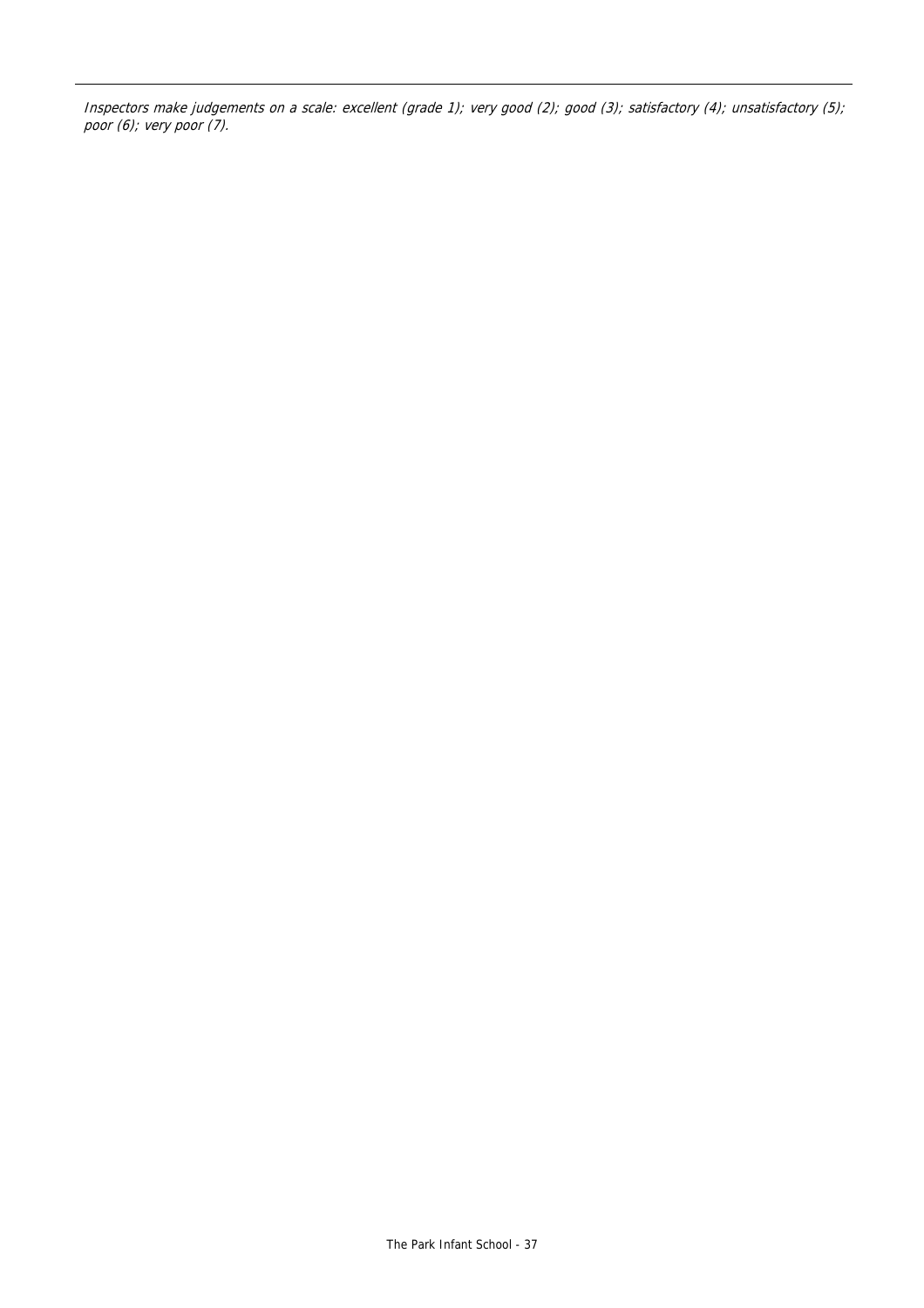*Inspectors make judgements on a scale: excellent (grade 1); very good (2); good (3); satisfactory (4); unsatisfactory (5); poor (6); very poor (7).*